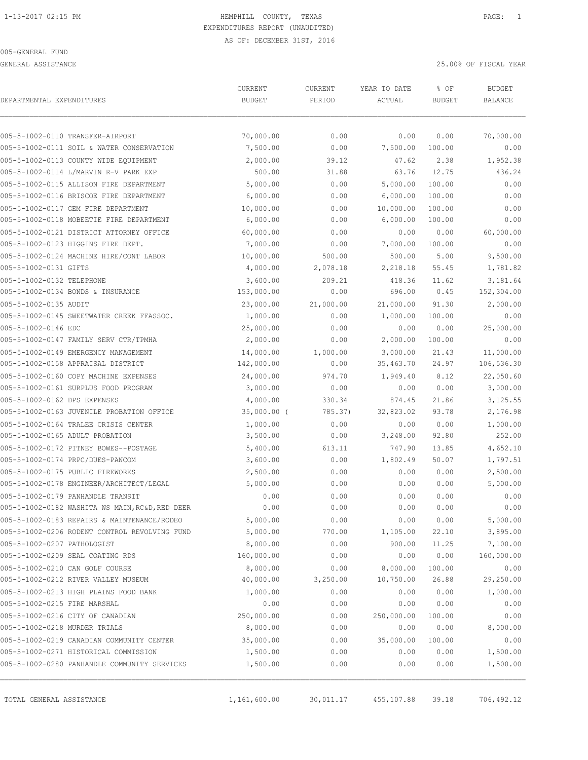1-13-2017 02:15 PM HEMPHILL COUNTY, TEXAS PAGE: 1

EXPENDITURES REPORT (UNAUDITED)

AS OF: DECEMBER 31ST, 2016

005-GENERAL FUND

GENERAL ASSISTANCE 25.00% OF FISCAL YEAR

| DEPARTMENTAL EXPENDITURES | CURRENT BUDGET | CURRENT PERIOD | YEAR TO DATE ACTUAL | % OF BUDGET | BUDGET BALANCE |
|---|---|---|---|---|---|
| 005-5-1002-0110 TRANSFER-AIRPORT | 70,000.00 | 0.00 | 0.00 | 0.00 | 70,000.00 |
| 005-5-1002-0111 SOIL & WATER CONSERVATION | 7,500.00 | 0.00 | 7,500.00 | 100.00 | 0.00 |
| 005-5-1002-0113 COUNTY WIDE EQUIPMENT | 2,000.00 | 39.12 | 47.62 | 2.38 | 1,952.38 |
| 005-5-1002-0114 L/MARVIN R-V PARK EXP | 500.00 | 31.88 | 63.76 | 12.75 | 436.24 |
| 005-5-1002-0115 ALLISON FIRE DEPARTMENT | 5,000.00 | 0.00 | 5,000.00 | 100.00 | 0.00 |
| 005-5-1002-0116 BRISCOE FIRE DEPARTMENT | 6,000.00 | 0.00 | 6,000.00 | 100.00 | 0.00 |
| 005-5-1002-0117 GEM FIRE DEPARTMENT | 10,000.00 | 0.00 | 10,000.00 | 100.00 | 0.00 |
| 005-5-1002-0118 MOBEETIE FIRE DEPARTMENT | 6,000.00 | 0.00 | 6,000.00 | 100.00 | 0.00 |
| 005-5-1002-0121 DISTRICT ATTORNEY OFFICE | 60,000.00 | 0.00 | 0.00 | 0.00 | 60,000.00 |
| 005-5-1002-0123 HIGGINS FIRE DEPT. | 7,000.00 | 0.00 | 7,000.00 | 100.00 | 0.00 |
| 005-5-1002-0124 MACHINE HIRE/CONT LABOR | 10,000.00 | 500.00 | 500.00 | 5.00 | 9,500.00 |
| 005-5-1002-0131 GIFTS | 4,000.00 | 2,078.18 | 2,218.18 | 55.45 | 1,781.82 |
| 005-5-1002-0132 TELEPHONE | 3,600.00 | 209.21 | 418.36 | 11.62 | 3,181.64 |
| 005-5-1002-0134 BONDS & INSURANCE | 153,000.00 | 0.00 | 696.00 | 0.45 | 152,304.00 |
| 005-5-1002-0135 AUDIT | 23,000.00 | 21,000.00 | 21,000.00 | 91.30 | 2,000.00 |
| 005-5-1002-0145 SWEETWATER CREEK FFASSOC. | 1,000.00 | 0.00 | 1,000.00 | 100.00 | 0.00 |
| 005-5-1002-0146 EDC | 25,000.00 | 0.00 | 0.00 | 0.00 | 25,000.00 |
| 005-5-1002-0147 FAMILY SERV CTR/TPMHA | 2,000.00 | 0.00 | 2,000.00 | 100.00 | 0.00 |
| 005-5-1002-0149 EMERGENCY MANAGEMENT | 14,000.00 | 1,000.00 | 3,000.00 | 21.43 | 11,000.00 |
| 005-5-1002-0158 APPRAISAL DISTRICT | 142,000.00 | 0.00 | 35,463.70 | 24.97 | 106,536.30 |
| 005-5-1002-0160 COPY MACHINE EXPENSES | 24,000.00 | 974.70 | 1,949.40 | 8.12 | 22,050.60 |
| 005-5-1002-0161 SURPLUS FOOD PROGRAM | 3,000.00 | 0.00 | 0.00 | 0.00 | 3,000.00 |
| 005-5-1002-0162 DPS EXPENSES | 4,000.00 | 330.34 | 874.45 | 21.86 | 3,125.55 |
| 005-5-1002-0163 JUVENILE PROBATION OFFICE | 35,000.00 | (785.37) | 32,823.02 | 93.78 | 2,176.98 |
| 005-5-1002-0164 TRALEE CRISIS CENTER | 1,000.00 | 0.00 | 0.00 | 0.00 | 1,000.00 |
| 005-5-1002-0165 ADULT PROBATION | 3,500.00 | 0.00 | 3,248.00 | 92.80 | 252.00 |
| 005-5-1002-0172 PITNEY BOWES--POSTAGE | 5,400.00 | 613.11 | 747.90 | 13.85 | 4,652.10 |
| 005-5-1002-0174 PRPC/DUES-PANCOM | 3,600.00 | 0.00 | 1,802.49 | 50.07 | 1,797.51 |
| 005-5-1002-0175 PUBLIC FIREWORKS | 2,500.00 | 0.00 | 0.00 | 0.00 | 2,500.00 |
| 005-5-1002-0178 ENGINEER/ARCHITECT/LEGAL | 5,000.00 | 0.00 | 0.00 | 0.00 | 5,000.00 |
| 005-5-1002-0179 PANHANDLE TRANSIT | 0.00 | 0.00 | 0.00 | 0.00 | 0.00 |
| 005-5-1002-0182 WASHITA WS MAIN,RC&D,RED DEER | 0.00 | 0.00 | 0.00 | 0.00 | 0.00 |
| 005-5-1002-0183 REPAIRS & MAINTENANCE/RODEO | 5,000.00 | 0.00 | 0.00 | 0.00 | 5,000.00 |
| 005-5-1002-0206 RODENT CONTROL REVOLVING FUND | 5,000.00 | 770.00 | 1,105.00 | 22.10 | 3,895.00 |
| 005-5-1002-0207 PATHOLOGIST | 8,000.00 | 0.00 | 900.00 | 11.25 | 7,100.00 |
| 005-5-1002-0209 SEAL COATING RDS | 160,000.00 | 0.00 | 0.00 | 0.00 | 160,000.00 |
| 005-5-1002-0210 CAN GOLF COURSE | 8,000.00 | 0.00 | 8,000.00 | 100.00 | 0.00 |
| 005-5-1002-0212 RIVER VALLEY MUSEUM | 40,000.00 | 3,250.00 | 10,750.00 | 26.88 | 29,250.00 |
| 005-5-1002-0213 HIGH PLAINS FOOD BANK | 1,000.00 | 0.00 | 0.00 | 0.00 | 1,000.00 |
| 005-5-1002-0215 FIRE MARSHAL | 0.00 | 0.00 | 0.00 | 0.00 | 0.00 |
| 005-5-1002-0216 CITY OF CANADIAN | 250,000.00 | 0.00 | 250,000.00 | 100.00 | 0.00 |
| 005-5-1002-0218 MURDER TRIALS | 8,000.00 | 0.00 | 0.00 | 0.00 | 8,000.00 |
| 005-5-1002-0219 CANADIAN COMMUNITY CENTER | 35,000.00 | 0.00 | 35,000.00 | 100.00 | 0.00 |
| 005-5-1002-0271 HISTORICAL COMMISSION | 1,500.00 | 0.00 | 0.00 | 0.00 | 1,500.00 |
| 005-5-1002-0280 PANHANDLE COMMUNITY SERVICES | 1,500.00 | 0.00 | 0.00 | 0.00 | 1,500.00 |
| TOTAL GENERAL ASSISTANCE | 1,161,600.00 | 30,011.17 | 455,107.88 | 39.18 | 706,492.12 |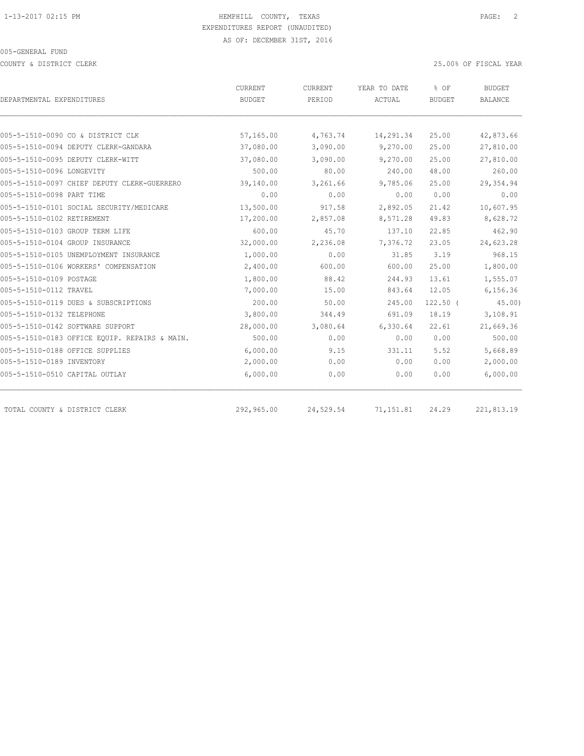HEMPHILL COUNTY, TEXAS

EXPENDITURES REPORT (UNAUDITED)

AS OF: DECEMBER 31ST, 2016

005-GENERAL FUND

COUNTY & DISTRICT CLERK

25.00% OF FISCAL YEAR

| DEPARTMENTAL EXPENDITURES | CURRENT BUDGET | CURRENT PERIOD | YEAR TO DATE ACTUAL | % OF BUDGET | BUDGET BALANCE |
|---|---|---|---|---|---|
| 005-5-1510-0090 CO & DISTRICT CLK | 57,165.00 | 4,763.74 | 14,291.34 | 25.00 | 42,873.66 |
| 005-5-1510-0094 DEPUTY CLERK-GANDARA | 37,080.00 | 3,090.00 | 9,270.00 | 25.00 | 27,810.00 |
| 005-5-1510-0095 DEPUTY CLERK-WITT | 37,080.00 | 3,090.00 | 9,270.00 | 25.00 | 27,810.00 |
| 005-5-1510-0096 LONGEVITY | 500.00 | 80.00 | 240.00 | 48.00 | 260.00 |
| 005-5-1510-0097 CHIEF DEPUTY CLERK-GUERRERO | 39,140.00 | 3,261.66 | 9,785.06 | 25.00 | 29,354.94 |
| 005-5-1510-0098 PART TIME | 0.00 | 0.00 | 0.00 | 0.00 | 0.00 |
| 005-5-1510-0101 SOCIAL SECURITY/MEDICARE | 13,500.00 | 917.58 | 2,892.05 | 21.42 | 10,607.95 |
| 005-5-1510-0102 RETIREMENT | 17,200.00 | 2,857.08 | 8,571.28 | 49.83 | 8,628.72 |
| 005-5-1510-0103 GROUP TERM LIFE | 600.00 | 45.70 | 137.10 | 22.85 | 462.90 |
| 005-5-1510-0104 GROUP INSURANCE | 32,000.00 | 2,236.08 | 7,376.72 | 23.05 | 24,623.28 |
| 005-5-1510-0105 UNEMPLOYMENT INSURANCE | 1,000.00 | 0.00 | 31.85 | 3.19 | 968.15 |
| 005-5-1510-0106 WORKERS' COMPENSATION | 2,400.00 | 600.00 | 600.00 | 25.00 | 1,800.00 |
| 005-5-1510-0109 POSTAGE | 1,800.00 | 88.42 | 244.93 | 13.61 | 1,555.07 |
| 005-5-1510-0112 TRAVEL | 7,000.00 | 15.00 | 843.64 | 12.05 | 6,156.36 |
| 005-5-1510-0119 DUES & SUBSCRIPTIONS | 200.00 | 50.00 | 245.00 | 122.50 | ( 45.00) |
| 005-5-1510-0132 TELEPHONE | 3,800.00 | 344.49 | 691.09 | 18.19 | 3,108.91 |
| 005-5-1510-0142 SOFTWARE SUPPORT | 28,000.00 | 3,080.64 | 6,330.64 | 22.61 | 21,669.36 |
| 005-5-1510-0183 OFFICE EQUIP. REPAIRS & MAIN. | 500.00 | 0.00 | 0.00 | 0.00 | 500.00 |
| 005-5-1510-0188 OFFICE SUPPLIES | 6,000.00 | 9.15 | 331.11 | 5.52 | 5,668.89 |
| 005-5-1510-0189 INVENTORY | 2,000.00 | 0.00 | 0.00 | 0.00 | 2,000.00 |
| 005-5-1510-0510 CAPITAL OUTLAY | 6,000.00 | 0.00 | 0.00 | 0.00 | 6,000.00 |
| TOTAL COUNTY & DISTRICT CLERK | 292,965.00 | 24,529.54 | 71,151.81 | 24.29 | 221,813.19 |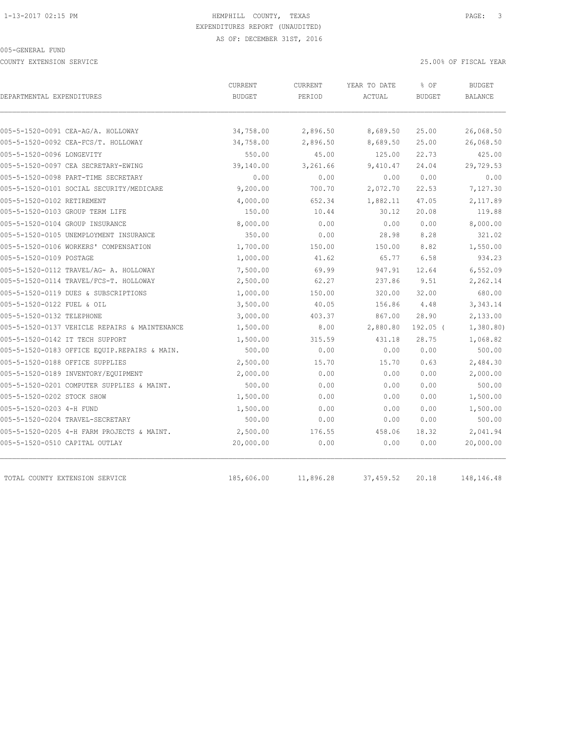HEMPHILL COUNTY, TEXAS
EXPENDITURES REPORT (UNAUDITED)
AS OF: DECEMBER 31ST, 2016

005-GENERAL FUND

COUNTY EXTENSION SERVICE — 25.00% OF FISCAL YEAR

| DEPARTMENTAL EXPENDITURES | CURRENT BUDGET | CURRENT PERIOD | YEAR TO DATE ACTUAL | % OF BUDGET | BUDGET BALANCE |
|---|---|---|---|---|---|
| 005-5-1520-0091 CEA-AG/A. HOLLOWAY | 34,758.00 | 2,896.50 | 8,689.50 | 25.00 | 26,068.50 |
| 005-5-1520-0092 CEA-FCS/T. HOLLOWAY | 34,758.00 | 2,896.50 | 8,689.50 | 25.00 | 26,068.50 |
| 005-5-1520-0096 LONGEVITY | 550.00 | 45.00 | 125.00 | 22.73 | 425.00 |
| 005-5-1520-0097 CEA SECRETARY-EWING | 39,140.00 | 3,261.66 | 9,410.47 | 24.04 | 29,729.53 |
| 005-5-1520-0098 PART-TIME SECRETARY | 0.00 | 0.00 | 0.00 | 0.00 | 0.00 |
| 005-5-1520-0101 SOCIAL SECURITY/MEDICARE | 9,200.00 | 700.70 | 2,072.70 | 22.53 | 7,127.30 |
| 005-5-1520-0102 RETIREMENT | 4,000.00 | 652.34 | 1,882.11 | 47.05 | 2,117.89 |
| 005-5-1520-0103 GROUP TERM LIFE | 150.00 | 10.44 | 30.12 | 20.08 | 119.88 |
| 005-5-1520-0104 GROUP INSURANCE | 8,000.00 | 0.00 | 0.00 | 0.00 | 8,000.00 |
| 005-5-1520-0105 UNEMPLOYMENT INSURANCE | 350.00 | 0.00 | 28.98 | 8.28 | 321.02 |
| 005-5-1520-0106 WORKERS' COMPENSATION | 1,700.00 | 150.00 | 150.00 | 8.82 | 1,550.00 |
| 005-5-1520-0109 POSTAGE | 1,000.00 | 41.62 | 65.77 | 6.58 | 934.23 |
| 005-5-1520-0112 TRAVEL/AG- A. HOLLOWAY | 7,500.00 | 69.99 | 947.91 | 12.64 | 6,552.09 |
| 005-5-1520-0114 TRAVEL/FCS-T. HOLLOWAY | 2,500.00 | 62.27 | 237.86 | 9.51 | 2,262.14 |
| 005-5-1520-0119 DUES & SUBSCRIPTIONS | 1,000.00 | 150.00 | 320.00 | 32.00 | 680.00 |
| 005-5-1520-0122 FUEL & OIL | 3,500.00 | 40.05 | 156.86 | 4.48 | 3,343.14 |
| 005-5-1520-0132 TELEPHONE | 3,000.00 | 403.37 | 867.00 | 28.90 | 2,133.00 |
| 005-5-1520-0137 VEHICLE REPAIRS & MAINTENANCE | 1,500.00 | 8.00 | 2,880.80 | 192.05 | ( 1,380.80) |
| 005-5-1520-0142 IT TECH SUPPORT | 1,500.00 | 315.59 | 431.18 | 28.75 | 1,068.82 |
| 005-5-1520-0183 OFFICE EQUIP.REPAIRS & MAIN. | 500.00 | 0.00 | 0.00 | 0.00 | 500.00 |
| 005-5-1520-0188 OFFICE SUPPLIES | 2,500.00 | 15.70 | 15.70 | 0.63 | 2,484.30 |
| 005-5-1520-0189 INVENTORY/EQUIPMENT | 2,000.00 | 0.00 | 0.00 | 0.00 | 2,000.00 |
| 005-5-1520-0201 COMPUTER SUPPLIES & MAINT. | 500.00 | 0.00 | 0.00 | 0.00 | 500.00 |
| 005-5-1520-0202 STOCK SHOW | 1,500.00 | 0.00 | 0.00 | 0.00 | 1,500.00 |
| 005-5-1520-0203 4-H FUND | 1,500.00 | 0.00 | 0.00 | 0.00 | 1,500.00 |
| 005-5-1520-0204 TRAVEL-SECRETARY | 500.00 | 0.00 | 0.00 | 0.00 | 500.00 |
| 005-5-1520-0205 4-H FARM PROJECTS & MAINT. | 2,500.00 | 176.55 | 458.06 | 18.32 | 2,041.94 |
| 005-5-1520-0510 CAPITAL OUTLAY | 20,000.00 | 0.00 | 0.00 | 0.00 | 20,000.00 |
| TOTAL COUNTY EXTENSION SERVICE | 185,606.00 | 11,896.28 | 37,459.52 | 20.18 | 148,146.48 |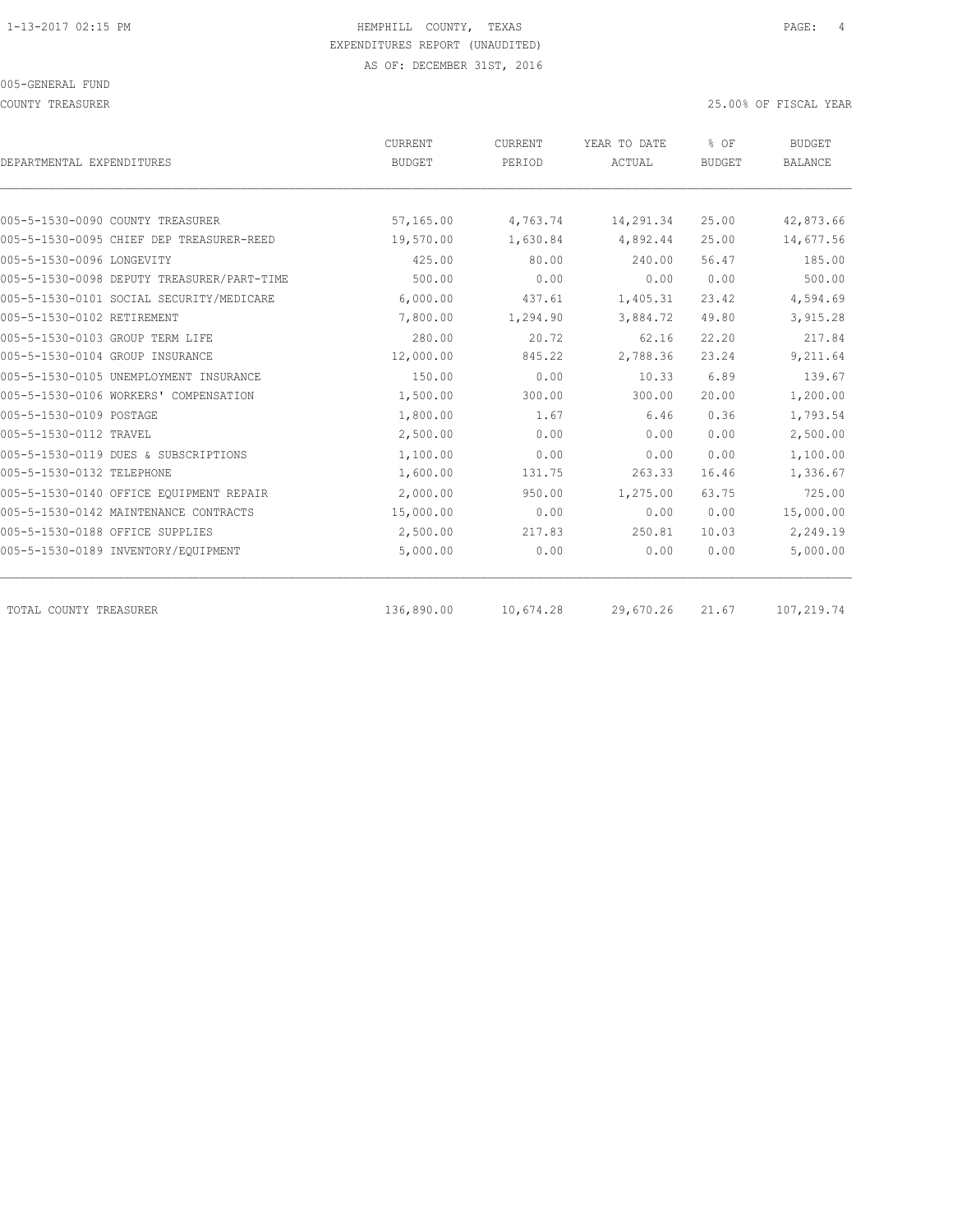HEMPHILL COUNTY, TEXAS
EXPENDITURES REPORT (UNAUDITED)
AS OF: DECEMBER 31ST, 2016

005-GENERAL FUND

COUNTY TREASURER — 25.00% OF FISCAL YEAR

| DEPARTMENTAL EXPENDITURES | CURRENT BUDGET | CURRENT PERIOD | YEAR TO DATE ACTUAL | % OF BUDGET | BUDGET BALANCE |
|---|---|---|---|---|---|
| 005-5-1530-0090 COUNTY TREASURER | 57,165.00 | 4,763.74 | 14,291.34 | 25.00 | 42,873.66 |
| 005-5-1530-0095 CHIEF DEP TREASURER-REED | 19,570.00 | 1,630.84 | 4,892.44 | 25.00 | 14,677.56 |
| 005-5-1530-0096 LONGEVITY | 425.00 | 80.00 | 240.00 | 56.47 | 185.00 |
| 005-5-1530-0098 DEPUTY TREASURER/PART-TIME | 500.00 | 0.00 | 0.00 | 0.00 | 500.00 |
| 005-5-1530-0101 SOCIAL SECURITY/MEDICARE | 6,000.00 | 437.61 | 1,405.31 | 23.42 | 4,594.69 |
| 005-5-1530-0102 RETIREMENT | 7,800.00 | 1,294.90 | 3,884.72 | 49.80 | 3,915.28 |
| 005-5-1530-0103 GROUP TERM LIFE | 280.00 | 20.72 | 62.16 | 22.20 | 217.84 |
| 005-5-1530-0104 GROUP INSURANCE | 12,000.00 | 845.22 | 2,788.36 | 23.24 | 9,211.64 |
| 005-5-1530-0105 UNEMPLOYMENT INSURANCE | 150.00 | 0.00 | 10.33 | 6.89 | 139.67 |
| 005-5-1530-0106 WORKERS' COMPENSATION | 1,500.00 | 300.00 | 300.00 | 20.00 | 1,200.00 |
| 005-5-1530-0109 POSTAGE | 1,800.00 | 1.67 | 6.46 | 0.36 | 1,793.54 |
| 005-5-1530-0112 TRAVEL | 2,500.00 | 0.00 | 0.00 | 0.00 | 2,500.00 |
| 005-5-1530-0119 DUES & SUBSCRIPTIONS | 1,100.00 | 0.00 | 0.00 | 0.00 | 1,100.00 |
| 005-5-1530-0132 TELEPHONE | 1,600.00 | 131.75 | 263.33 | 16.46 | 1,336.67 |
| 005-5-1530-0140 OFFICE EQUIPMENT REPAIR | 2,000.00 | 950.00 | 1,275.00 | 63.75 | 725.00 |
| 005-5-1530-0142 MAINTENANCE CONTRACTS | 15,000.00 | 0.00 | 0.00 | 0.00 | 15,000.00 |
| 005-5-1530-0188 OFFICE SUPPLIES | 2,500.00 | 217.83 | 250.81 | 10.03 | 2,249.19 |
| 005-5-1530-0189 INVENTORY/EQUIPMENT | 5,000.00 | 0.00 | 0.00 | 0.00 | 5,000.00 |
| TOTAL COUNTY TREASURER | 136,890.00 | 10,674.28 | 29,670.26 | 21.67 | 107,219.74 |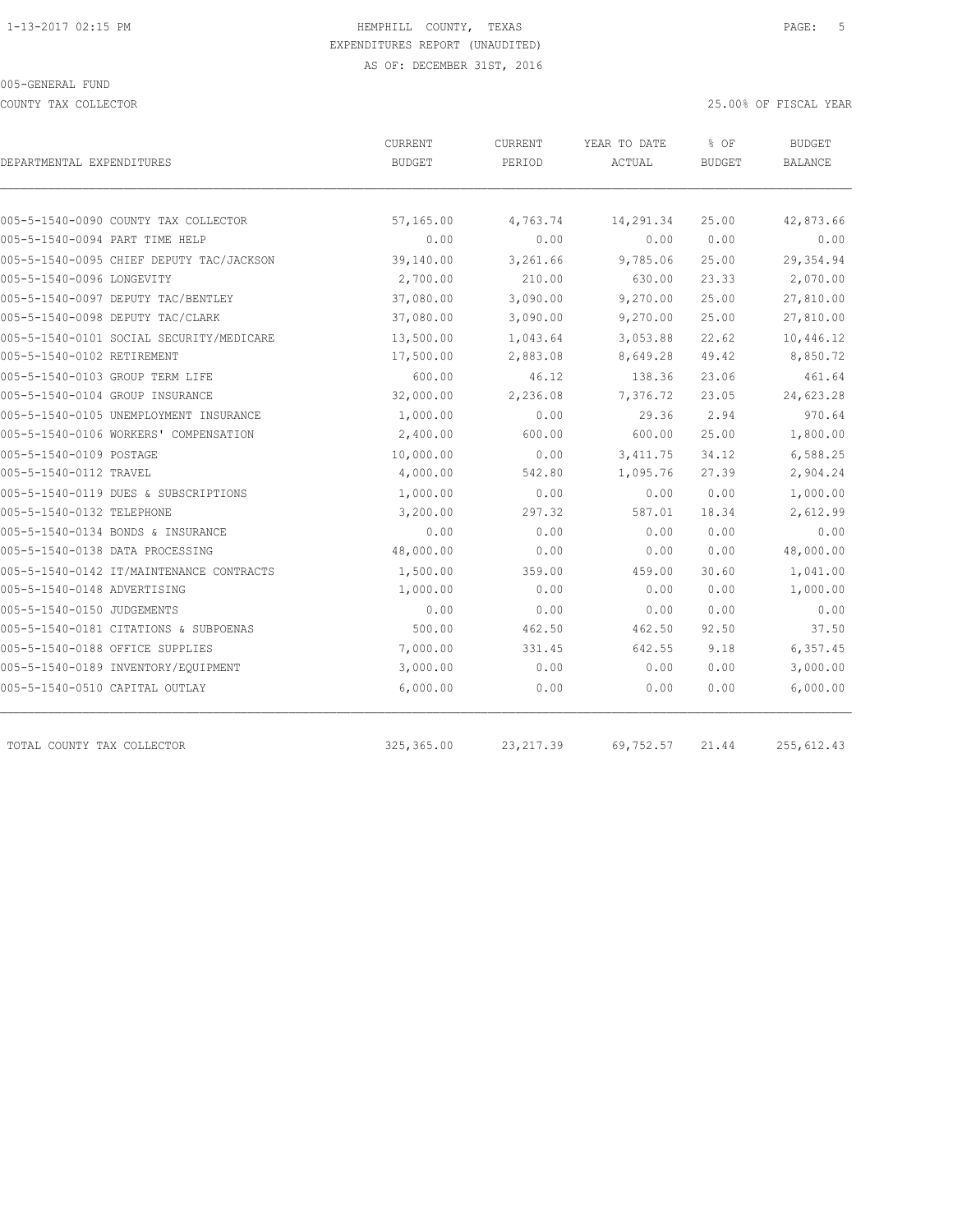HEMPHILL COUNTY, TEXAS
EXPENDITURES REPORT (UNAUDITED)
AS OF: DECEMBER 31ST, 2016

005-GENERAL FUND

COUNTY TAX COLLECTOR — 25.00% OF FISCAL YEAR

| DEPARTMENTAL EXPENDITURES | CURRENT BUDGET | CURRENT PERIOD | YEAR TO DATE ACTUAL | % OF BUDGET | BUDGET BALANCE |
|---|---|---|---|---|---|
| 005-5-1540-0090 COUNTY TAX COLLECTOR | 57,165.00 | 4,763.74 | 14,291.34 | 25.00 | 42,873.66 |
| 005-5-1540-0094 PART TIME HELP | 0.00 | 0.00 | 0.00 | 0.00 | 0.00 |
| 005-5-1540-0095 CHIEF DEPUTY TAC/JACKSON | 39,140.00 | 3,261.66 | 9,785.06 | 25.00 | 29,354.94 |
| 005-5-1540-0096 LONGEVITY | 2,700.00 | 210.00 | 630.00 | 23.33 | 2,070.00 |
| 005-5-1540-0097 DEPUTY TAC/BENTLEY | 37,080.00 | 3,090.00 | 9,270.00 | 25.00 | 27,810.00 |
| 005-5-1540-0098 DEPUTY TAC/CLARK | 37,080.00 | 3,090.00 | 9,270.00 | 25.00 | 27,810.00 |
| 005-5-1540-0101 SOCIAL SECURITY/MEDICARE | 13,500.00 | 1,043.64 | 3,053.88 | 22.62 | 10,446.12 |
| 005-5-1540-0102 RETIREMENT | 17,500.00 | 2,883.08 | 8,649.28 | 49.42 | 8,850.72 |
| 005-5-1540-0103 GROUP TERM LIFE | 600.00 | 46.12 | 138.36 | 23.06 | 461.64 |
| 005-5-1540-0104 GROUP INSURANCE | 32,000.00 | 2,236.08 | 7,376.72 | 23.05 | 24,623.28 |
| 005-5-1540-0105 UNEMPLOYMENT INSURANCE | 1,000.00 | 0.00 | 29.36 | 2.94 | 970.64 |
| 005-5-1540-0106 WORKERS' COMPENSATION | 2,400.00 | 600.00 | 600.00 | 25.00 | 1,800.00 |
| 005-5-1540-0109 POSTAGE | 10,000.00 | 0.00 | 3,411.75 | 34.12 | 6,588.25 |
| 005-5-1540-0112 TRAVEL | 4,000.00 | 542.80 | 1,095.76 | 27.39 | 2,904.24 |
| 005-5-1540-0119 DUES & SUBSCRIPTIONS | 1,000.00 | 0.00 | 0.00 | 0.00 | 1,000.00 |
| 005-5-1540-0132 TELEPHONE | 3,200.00 | 297.32 | 587.01 | 18.34 | 2,612.99 |
| 005-5-1540-0134 BONDS & INSURANCE | 0.00 | 0.00 | 0.00 | 0.00 | 0.00 |
| 005-5-1540-0138 DATA PROCESSING | 48,000.00 | 0.00 | 0.00 | 0.00 | 48,000.00 |
| 005-5-1540-0142 IT/MAINTENANCE CONTRACTS | 1,500.00 | 359.00 | 459.00 | 30.60 | 1,041.00 |
| 005-5-1540-0148 ADVERTISING | 1,000.00 | 0.00 | 0.00 | 0.00 | 1,000.00 |
| 005-5-1540-0150 JUDGEMENTS | 0.00 | 0.00 | 0.00 | 0.00 | 0.00 |
| 005-5-1540-0181 CITATIONS & SUBPOENAS | 500.00 | 462.50 | 462.50 | 92.50 | 37.50 |
| 005-5-1540-0188 OFFICE SUPPLIES | 7,000.00 | 331.45 | 642.55 | 9.18 | 6,357.45 |
| 005-5-1540-0189 INVENTORY/EQUIPMENT | 3,000.00 | 0.00 | 0.00 | 0.00 | 3,000.00 |
| 005-5-1540-0510 CAPITAL OUTLAY | 6,000.00 | 0.00 | 0.00 | 0.00 | 6,000.00 |
| TOTAL COUNTY TAX COLLECTOR | 325,365.00 | 23,217.39 | 69,752.57 | 21.44 | 255,612.43 |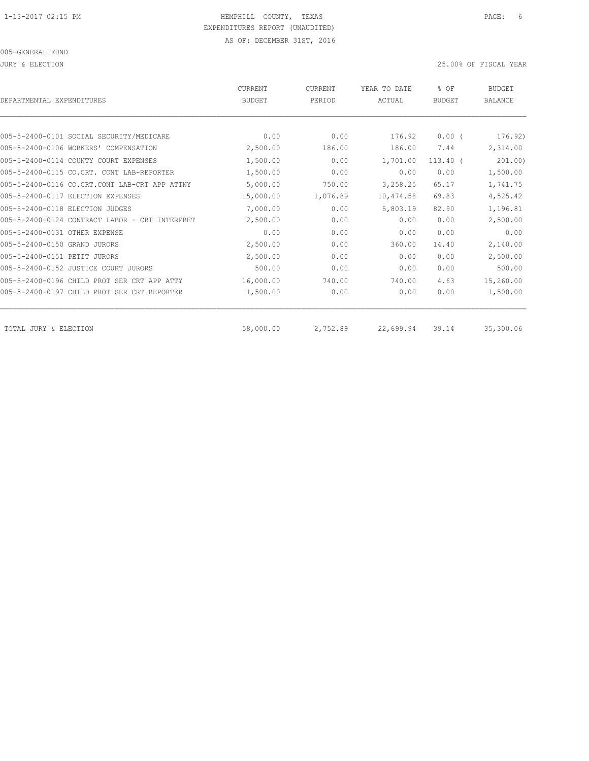HEMPHILL COUNTY, TEXAS
EXPENDITURES REPORT (UNAUDITED)
AS OF: DECEMBER 31ST, 2016

005-GENERAL FUND

JURY & ELECTION

25.00% OF FISCAL YEAR

| DEPARTMENTAL EXPENDITURES | CURRENT BUDGET | CURRENT PERIOD | YEAR TO DATE ACTUAL | % OF BUDGET | BUDGET BALANCE |
|---|---|---|---|---|---|
| 005-5-2400-0101 SOCIAL SECURITY/MEDICARE | 0.00 | 0.00 | 176.92 | 0.00 ( | 176.92) |
| 005-5-2400-0106 WORKERS' COMPENSATION | 2,500.00 | 186.00 | 186.00 | 7.44 | 2,314.00 |
| 005-5-2400-0114 COUNTY COURT EXPENSES | 1,500.00 | 0.00 | 1,701.00 | 113.40 ( | 201.00) |
| 005-5-2400-0115 CO.CRT. CONT LAB-REPORTER | 1,500.00 | 0.00 | 0.00 | 0.00 | 1,500.00 |
| 005-5-2400-0116 CO.CRT.CONT LAB-CRT APP ATTNY | 5,000.00 | 750.00 | 3,258.25 | 65.17 | 1,741.75 |
| 005-5-2400-0117 ELECTION EXPENSES | 15,000.00 | 1,076.89 | 10,474.58 | 69.83 | 4,525.42 |
| 005-5-2400-0118 ELECTION JUDGES | 7,000.00 | 0.00 | 5,803.19 | 82.90 | 1,196.81 |
| 005-5-2400-0124 CONTRACT LABOR - CRT INTERPRET | 2,500.00 | 0.00 | 0.00 | 0.00 | 2,500.00 |
| 005-5-2400-0131 OTHER EXPENSE | 0.00 | 0.00 | 0.00 | 0.00 | 0.00 |
| 005-5-2400-0150 GRAND JURORS | 2,500.00 | 0.00 | 360.00 | 14.40 | 2,140.00 |
| 005-5-2400-0151 PETIT JURORS | 2,500.00 | 0.00 | 0.00 | 0.00 | 2,500.00 |
| 005-5-2400-0152 JUSTICE COURT JURORS | 500.00 | 0.00 | 0.00 | 0.00 | 500.00 |
| 005-5-2400-0196 CHILD PROT SER CRT APP ATTY | 16,000.00 | 740.00 | 740.00 | 4.63 | 15,260.00 |
| 005-5-2400-0197 CHILD PROT SER CRT REPORTER | 1,500.00 | 0.00 | 0.00 | 0.00 | 1,500.00 |
| TOTAL JURY & ELECTION | 58,000.00 | 2,752.89 | 22,699.94 | 39.14 | 35,300.06 |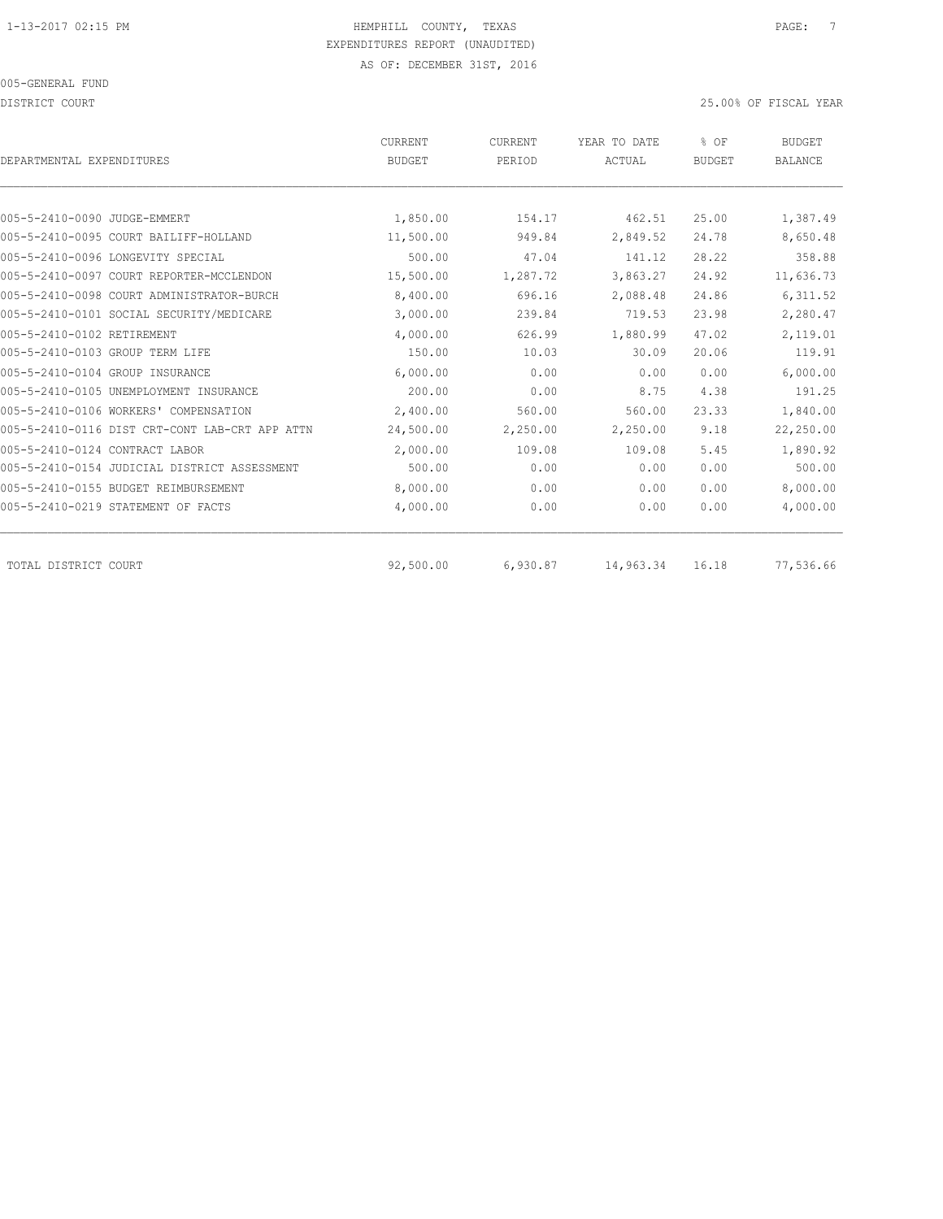HEMPHILL COUNTY, TEXAS
EXPENDITURES REPORT (UNAUDITED)
AS OF: DECEMBER 31ST, 2016

005-GENERAL FUND

DISTRICT COURT — 25.00% OF FISCAL YEAR

| DEPARTMENTAL EXPENDITURES | CURRENT BUDGET | CURRENT PERIOD | YEAR TO DATE ACTUAL | % OF BUDGET | BUDGET BALANCE |
|---|---|---|---|---|---|
| 005-5-2410-0090 JUDGE-EMMERT | 1,850.00 | 154.17 | 462.51 | 25.00 | 1,387.49 |
| 005-5-2410-0095 COURT BAILIFF-HOLLAND | 11,500.00 | 949.84 | 2,849.52 | 24.78 | 8,650.48 |
| 005-5-2410-0096 LONGEVITY SPECIAL | 500.00 | 47.04 | 141.12 | 28.22 | 358.88 |
| 005-5-2410-0097 COURT REPORTER-MCCLENDON | 15,500.00 | 1,287.72 | 3,863.27 | 24.92 | 11,636.73 |
| 005-5-2410-0098 COURT ADMINISTRATOR-BURCH | 8,400.00 | 696.16 | 2,088.48 | 24.86 | 6,311.52 |
| 005-5-2410-0101 SOCIAL SECURITY/MEDICARE | 3,000.00 | 239.84 | 719.53 | 23.98 | 2,280.47 |
| 005-5-2410-0102 RETIREMENT | 4,000.00 | 626.99 | 1,880.99 | 47.02 | 2,119.01 |
| 005-5-2410-0103 GROUP TERM LIFE | 150.00 | 10.03 | 30.09 | 20.06 | 119.91 |
| 005-5-2410-0104 GROUP INSURANCE | 6,000.00 | 0.00 | 0.00 | 0.00 | 6,000.00 |
| 005-5-2410-0105 UNEMPLOYMENT INSURANCE | 200.00 | 0.00 | 8.75 | 4.38 | 191.25 |
| 005-5-2410-0106 WORKERS' COMPENSATION | 2,400.00 | 560.00 | 560.00 | 23.33 | 1,840.00 |
| 005-5-2410-0116 DIST CRT-CONT LAB-CRT APP ATTN | 24,500.00 | 2,250.00 | 2,250.00 | 9.18 | 22,250.00 |
| 005-5-2410-0124 CONTRACT LABOR | 2,000.00 | 109.08 | 109.08 | 5.45 | 1,890.92 |
| 005-5-2410-0154 JUDICIAL DISTRICT ASSESSMENT | 500.00 | 0.00 | 0.00 | 0.00 | 500.00 |
| 005-5-2410-0155 BUDGET REIMBURSEMENT | 8,000.00 | 0.00 | 0.00 | 0.00 | 8,000.00 |
| 005-5-2410-0219 STATEMENT OF FACTS | 4,000.00 | 0.00 | 0.00 | 0.00 | 4,000.00 |
| TOTAL DISTRICT COURT | 92,500.00 | 6,930.87 | 14,963.34 | 16.18 | 77,536.66 |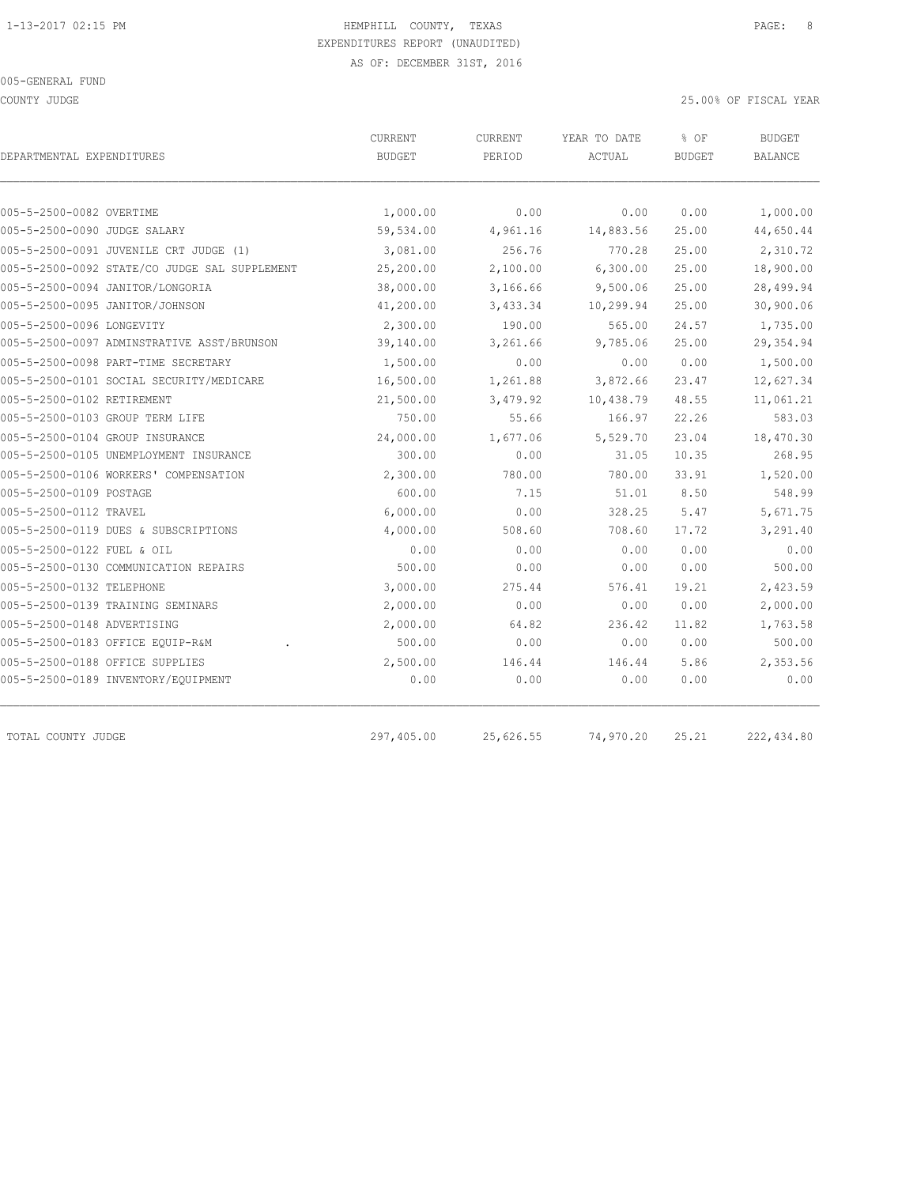HEMPHILL COUNTY, TEXAS

EXPENDITURES REPORT (UNAUDITED)

AS OF: DECEMBER 31ST, 2016

005-GENERAL FUND

COUNTY JUDGE — 25.00% OF FISCAL YEAR

| DEPARTMENTAL EXPENDITURES | CURRENT BUDGET | CURRENT PERIOD | YEAR TO DATE ACTUAL | % OF BUDGET | BUDGET BALANCE |
|---|---|---|---|---|---|
| 005-5-2500-0082 OVERTIME | 1,000.00 | 0.00 | 0.00 | 0.00 | 1,000.00 |
| 005-5-2500-0090 JUDGE SALARY | 59,534.00 | 4,961.16 | 14,883.56 | 25.00 | 44,650.44 |
| 005-5-2500-0091 JUVENILE CRT JUDGE (1) | 3,081.00 | 256.76 | 770.28 | 25.00 | 2,310.72 |
| 005-5-2500-0092 STATE/CO JUDGE SAL SUPPLEMENT | 25,200.00 | 2,100.00 | 6,300.00 | 25.00 | 18,900.00 |
| 005-5-2500-0094 JANITOR/LONGORIA | 38,000.00 | 3,166.66 | 9,500.06 | 25.00 | 28,499.94 |
| 005-5-2500-0095 JANITOR/JOHNSON | 41,200.00 | 3,433.34 | 10,299.94 | 25.00 | 30,900.06 |
| 005-5-2500-0096 LONGEVITY | 2,300.00 | 190.00 | 565.00 | 24.57 | 1,735.00 |
| 005-5-2500-0097 ADMINSTRATIVE ASST/BRUNSON | 39,140.00 | 3,261.66 | 9,785.06 | 25.00 | 29,354.94 |
| 005-5-2500-0098 PART-TIME SECRETARY | 1,500.00 | 0.00 | 0.00 | 0.00 | 1,500.00 |
| 005-5-2500-0101 SOCIAL SECURITY/MEDICARE | 16,500.00 | 1,261.88 | 3,872.66 | 23.47 | 12,627.34 |
| 005-5-2500-0102 RETIREMENT | 21,500.00 | 3,479.92 | 10,438.79 | 48.55 | 11,061.21 |
| 005-5-2500-0103 GROUP TERM LIFE | 750.00 | 55.66 | 166.97 | 22.26 | 583.03 |
| 005-5-2500-0104 GROUP INSURANCE | 24,000.00 | 1,677.06 | 5,529.70 | 23.04 | 18,470.30 |
| 005-5-2500-0105 UNEMPLOYMENT INSURANCE | 300.00 | 0.00 | 31.05 | 10.35 | 268.95 |
| 005-5-2500-0106 WORKERS' COMPENSATION | 2,300.00 | 780.00 | 780.00 | 33.91 | 1,520.00 |
| 005-5-2500-0109 POSTAGE | 600.00 | 7.15 | 51.01 | 8.50 | 548.99 |
| 005-5-2500-0112 TRAVEL | 6,000.00 | 0.00 | 328.25 | 5.47 | 5,671.75 |
| 005-5-2500-0119 DUES & SUBSCRIPTIONS | 4,000.00 | 508.60 | 708.60 | 17.72 | 3,291.40 |
| 005-5-2500-0122 FUEL & OIL | 0.00 | 0.00 | 0.00 | 0.00 | 0.00 |
| 005-5-2500-0130 COMMUNICATION REPAIRS | 500.00 | 0.00 | 0.00 | 0.00 | 500.00 |
| 005-5-2500-0132 TELEPHONE | 3,000.00 | 275.44 | 576.41 | 19.21 | 2,423.59 |
| 005-5-2500-0139 TRAINING SEMINARS | 2,000.00 | 0.00 | 0.00 | 0.00 | 2,000.00 |
| 005-5-2500-0148 ADVERTISING | 2,000.00 | 64.82 | 236.42 | 11.82 | 1,763.58 |
| 005-5-2500-0183 OFFICE EQUIP-R&M . | 500.00 | 0.00 | 0.00 | 0.00 | 500.00 |
| 005-5-2500-0188 OFFICE SUPPLIES | 2,500.00 | 146.44 | 146.44 | 5.86 | 2,353.56 |
| 005-5-2500-0189 INVENTORY/EQUIPMENT | 0.00 | 0.00 | 0.00 | 0.00 | 0.00 |
| TOTAL COUNTY JUDGE | 297,405.00 | 25,626.55 | 74,970.20 | 25.21 | 222,434.80 |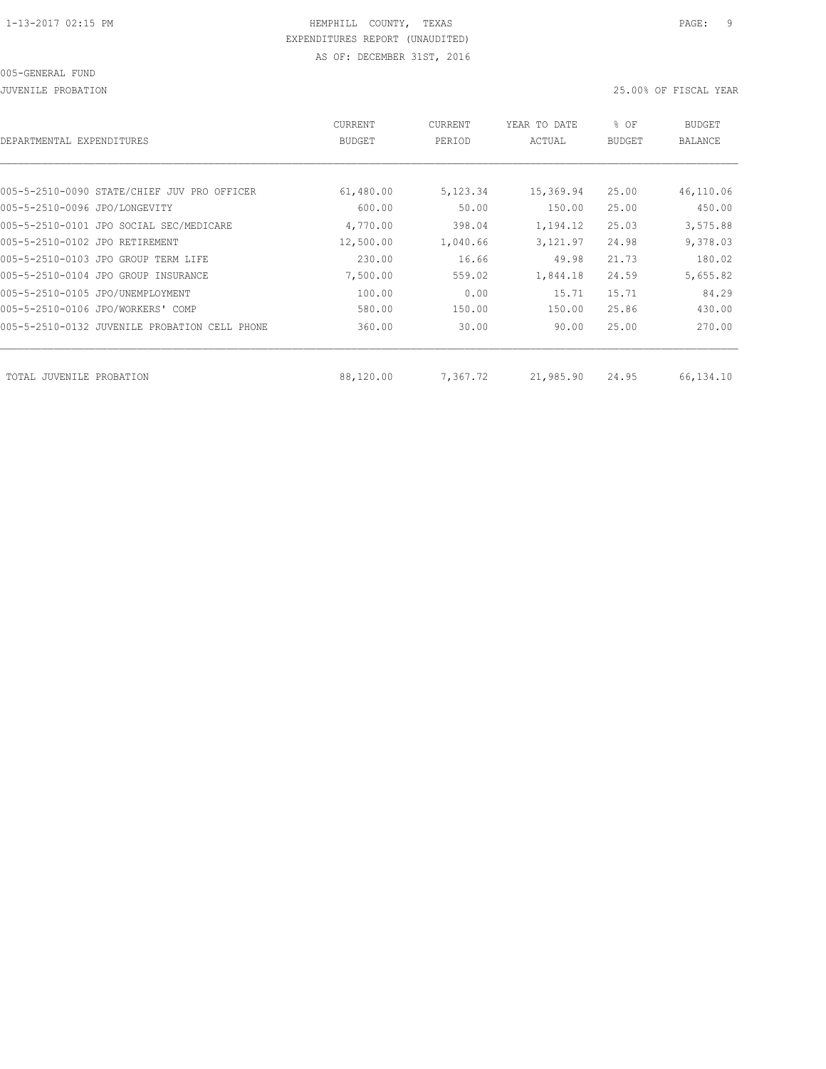005-GENERAL FUND

JUVENILE PROBATION

25.00% OF FISCAL YEAR

| DEPARTMENTAL EXPENDITURES | CURRENT BUDGET | CURRENT PERIOD | YEAR TO DATE ACTUAL | % OF BUDGET | BUDGET BALANCE |
|---|---|---|---|---|---|
| 005-5-2510-0090 STATE/CHIEF JUV PRO OFFICER | 61,480.00 | 5,123.34 | 15,369.94 | 25.00 | 46,110.06 |
| 005-5-2510-0096 JPO/LONGEVITY | 600.00 | 50.00 | 150.00 | 25.00 | 450.00 |
| 005-5-2510-0101 JPO SOCIAL SEC/MEDICARE | 4,770.00 | 398.04 | 1,194.12 | 25.03 | 3,575.88 |
| 005-5-2510-0102 JPO RETIREMENT | 12,500.00 | 1,040.66 | 3,121.97 | 24.98 | 9,378.03 |
| 005-5-2510-0103 JPO GROUP TERM LIFE | 230.00 | 16.66 | 49.98 | 21.73 | 180.02 |
| 005-5-2510-0104 JPO GROUP INSURANCE | 7,500.00 | 559.02 | 1,844.18 | 24.59 | 5,655.82 |
| 005-5-2510-0105 JPO/UNEMPLOYMENT | 100.00 | 0.00 | 15.71 | 15.71 | 84.29 |
| 005-5-2510-0106 JPO/WORKERS' COMP | 580.00 | 150.00 | 150.00 | 25.86 | 430.00 |
| 005-5-2510-0132 JUVENILE PROBATION CELL PHONE | 360.00 | 30.00 | 90.00 | 25.00 | 270.00 |
| TOTAL JUVENILE PROBATION | 88,120.00 | 7,367.72 | 21,985.90 | 24.95 | 66,134.10 |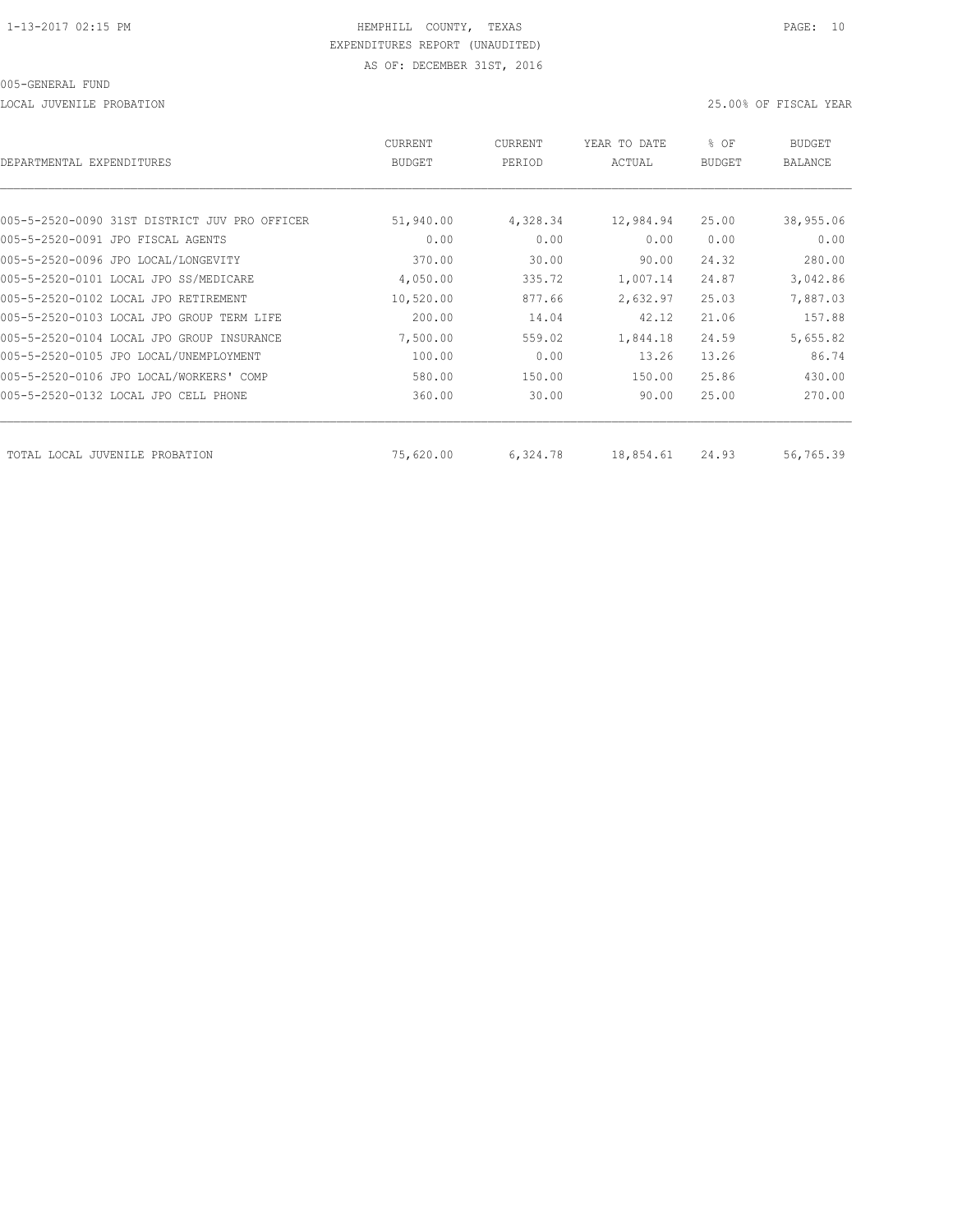HEMPHILL COUNTY, TEXAS

EXPENDITURES REPORT (UNAUDITED)

AS OF: DECEMBER 31ST, 2016

005-GENERAL FUND

LOCAL JUVENILE PROBATION — 25.00% OF FISCAL YEAR

| DEPARTMENTAL EXPENDITURES | CURRENT BUDGET | CURRENT PERIOD | YEAR TO DATE ACTUAL | % OF BUDGET | BUDGET BALANCE |
|---|---|---|---|---|---|
| 005-5-2520-0090 31ST DISTRICT JUV PRO OFFICER | 51,940.00 | 4,328.34 | 12,984.94 | 25.00 | 38,955.06 |
| 005-5-2520-0091 JPO FISCAL AGENTS | 0.00 | 0.00 | 0.00 | 0.00 | 0.00 |
| 005-5-2520-0096 JPO LOCAL/LONGEVITY | 370.00 | 30.00 | 90.00 | 24.32 | 280.00 |
| 005-5-2520-0101 LOCAL JPO SS/MEDICARE | 4,050.00 | 335.72 | 1,007.14 | 24.87 | 3,042.86 |
| 005-5-2520-0102 LOCAL JPO RETIREMENT | 10,520.00 | 877.66 | 2,632.97 | 25.03 | 7,887.03 |
| 005-5-2520-0103 LOCAL JPO GROUP TERM LIFE | 200.00 | 14.04 | 42.12 | 21.06 | 157.88 |
| 005-5-2520-0104 LOCAL JPO GROUP INSURANCE | 7,500.00 | 559.02 | 1,844.18 | 24.59 | 5,655.82 |
| 005-5-2520-0105 JPO LOCAL/UNEMPLOYMENT | 100.00 | 0.00 | 13.26 | 13.26 | 86.74 |
| 005-5-2520-0106 JPO LOCAL/WORKERS' COMP | 580.00 | 150.00 | 150.00 | 25.86 | 430.00 |
| 005-5-2520-0132 LOCAL JPO CELL PHONE | 360.00 | 30.00 | 90.00 | 25.00 | 270.00 |
| TOTAL LOCAL JUVENILE PROBATION | 75,620.00 | 6,324.78 | 18,854.61 | 24.93 | 56,765.39 |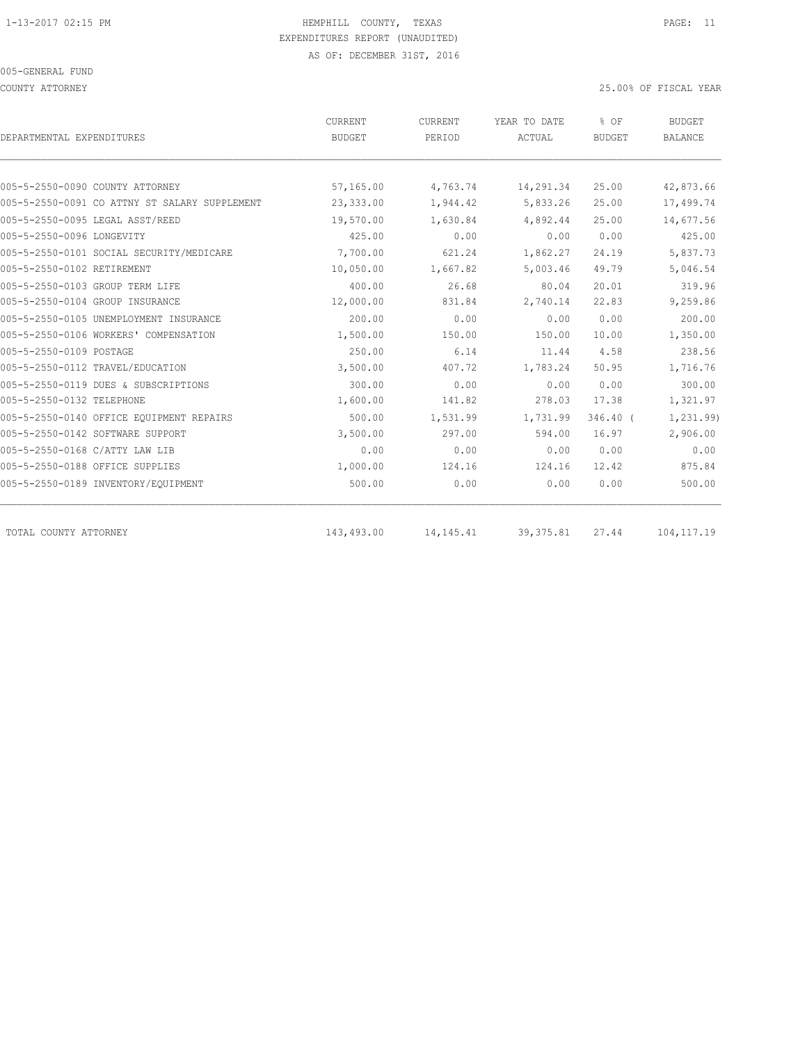HEMPHILL COUNTY, TEXAS
EXPENDITURES REPORT (UNAUDITED)
AS OF: DECEMBER 31ST, 2016

005-GENERAL FUND

COUNTY ATTORNEY

25.00% OF FISCAL YEAR

| DEPARTMENTAL EXPENDITURES | CURRENT BUDGET | CURRENT PERIOD | YEAR TO DATE ACTUAL | % OF BUDGET | BUDGET BALANCE |
|---|---|---|---|---|---|
| 005-5-2550-0090 COUNTY ATTORNEY | 57,165.00 | 4,763.74 | 14,291.34 | 25.00 | 42,873.66 |
| 005-5-2550-0091 CO ATTNY ST SALARY SUPPLEMENT | 23,333.00 | 1,944.42 | 5,833.26 | 25.00 | 17,499.74 |
| 005-5-2550-0095 LEGAL ASST/REED | 19,570.00 | 1,630.84 | 4,892.44 | 25.00 | 14,677.56 |
| 005-5-2550-0096 LONGEVITY | 425.00 | 0.00 | 0.00 | 0.00 | 425.00 |
| 005-5-2550-0101 SOCIAL SECURITY/MEDICARE | 7,700.00 | 621.24 | 1,862.27 | 24.19 | 5,837.73 |
| 005-5-2550-0102 RETIREMENT | 10,050.00 | 1,667.82 | 5,003.46 | 49.79 | 5,046.54 |
| 005-5-2550-0103 GROUP TERM LIFE | 400.00 | 26.68 | 80.04 | 20.01 | 319.96 |
| 005-5-2550-0104 GROUP INSURANCE | 12,000.00 | 831.84 | 2,740.14 | 22.83 | 9,259.86 |
| 005-5-2550-0105 UNEMPLOYMENT INSURANCE | 200.00 | 0.00 | 0.00 | 0.00 | 200.00 |
| 005-5-2550-0106 WORKERS' COMPENSATION | 1,500.00 | 150.00 | 150.00 | 10.00 | 1,350.00 |
| 005-5-2550-0109 POSTAGE | 250.00 | 6.14 | 11.44 | 4.58 | 238.56 |
| 005-5-2550-0112 TRAVEL/EDUCATION | 3,500.00 | 407.72 | 1,783.24 | 50.95 | 1,716.76 |
| 005-5-2550-0119 DUES & SUBSCRIPTIONS | 300.00 | 0.00 | 0.00 | 0.00 | 300.00 |
| 005-5-2550-0132 TELEPHONE | 1,600.00 | 141.82 | 278.03 | 17.38 | 1,321.97 |
| 005-5-2550-0140 OFFICE EQUIPMENT REPAIRS | 500.00 | 1,531.99 | 1,731.99 | 346.40 | ( 1,231.99) |
| 005-5-2550-0142 SOFTWARE SUPPORT | 3,500.00 | 297.00 | 594.00 | 16.97 | 2,906.00 |
| 005-5-2550-0168 C/ATTY LAW LIB | 0.00 | 0.00 | 0.00 | 0.00 | 0.00 |
| 005-5-2550-0188 OFFICE SUPPLIES | 1,000.00 | 124.16 | 124.16 | 12.42 | 875.84 |
| 005-5-2550-0189 INVENTORY/EQUIPMENT | 500.00 | 0.00 | 0.00 | 0.00 | 500.00 |
| TOTAL COUNTY ATTORNEY | 143,493.00 | 14,145.41 | 39,375.81 | 27.44 | 104,117.19 |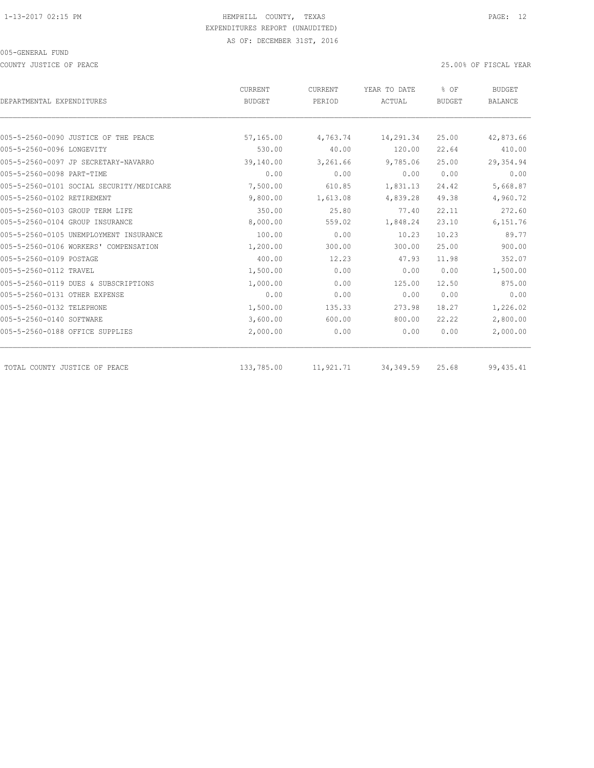HEMPHILL COUNTY, TEXAS

EXPENDITURES REPORT (UNAUDITED)

AS OF: DECEMBER 31ST, 2016

005-GENERAL FUND

COUNTY JUSTICE OF PEACE

25.00% OF FISCAL YEAR

| DEPARTMENTAL EXPENDITURES | CURRENT BUDGET | CURRENT PERIOD | YEAR TO DATE ACTUAL | % OF BUDGET | BUDGET BALANCE |
|---|---|---|---|---|---|
| 005-5-2560-0090 JUSTICE OF THE PEACE | 57,165.00 | 4,763.74 | 14,291.34 | 25.00 | 42,873.66 |
| 005-5-2560-0096 LONGEVITY | 530.00 | 40.00 | 120.00 | 22.64 | 410.00 |
| 005-5-2560-0097 JP SECRETARY-NAVARRO | 39,140.00 | 3,261.66 | 9,785.06 | 25.00 | 29,354.94 |
| 005-5-2560-0098 PART-TIME | 0.00 | 0.00 | 0.00 | 0.00 | 0.00 |
| 005-5-2560-0101 SOCIAL SECURITY/MEDICARE | 7,500.00 | 610.85 | 1,831.13 | 24.42 | 5,668.87 |
| 005-5-2560-0102 RETIREMENT | 9,800.00 | 1,613.08 | 4,839.28 | 49.38 | 4,960.72 |
| 005-5-2560-0103 GROUP TERM LIFE | 350.00 | 25.80 | 77.40 | 22.11 | 272.60 |
| 005-5-2560-0104 GROUP INSURANCE | 8,000.00 | 559.02 | 1,848.24 | 23.10 | 6,151.76 |
| 005-5-2560-0105 UNEMPLOYMENT INSURANCE | 100.00 | 0.00 | 10.23 | 10.23 | 89.77 |
| 005-5-2560-0106 WORKERS' COMPENSATION | 1,200.00 | 300.00 | 300.00 | 25.00 | 900.00 |
| 005-5-2560-0109 POSTAGE | 400.00 | 12.23 | 47.93 | 11.98 | 352.07 |
| 005-5-2560-0112 TRAVEL | 1,500.00 | 0.00 | 0.00 | 0.00 | 1,500.00 |
| 005-5-2560-0119 DUES & SUBSCRIPTIONS | 1,000.00 | 0.00 | 125.00 | 12.50 | 875.00 |
| 005-5-2560-0131 OTHER EXPENSE | 0.00 | 0.00 | 0.00 | 0.00 | 0.00 |
| 005-5-2560-0132 TELEPHONE | 1,500.00 | 135.33 | 273.98 | 18.27 | 1,226.02 |
| 005-5-2560-0140 SOFTWARE | 3,600.00 | 600.00 | 800.00 | 22.22 | 2,800.00 |
| 005-5-2560-0188 OFFICE SUPPLIES | 2,000.00 | 0.00 | 0.00 | 0.00 | 2,000.00 |
| TOTAL COUNTY JUSTICE OF PEACE | 133,785.00 | 11,921.71 | 34,349.59 | 25.68 | 99,435.41 |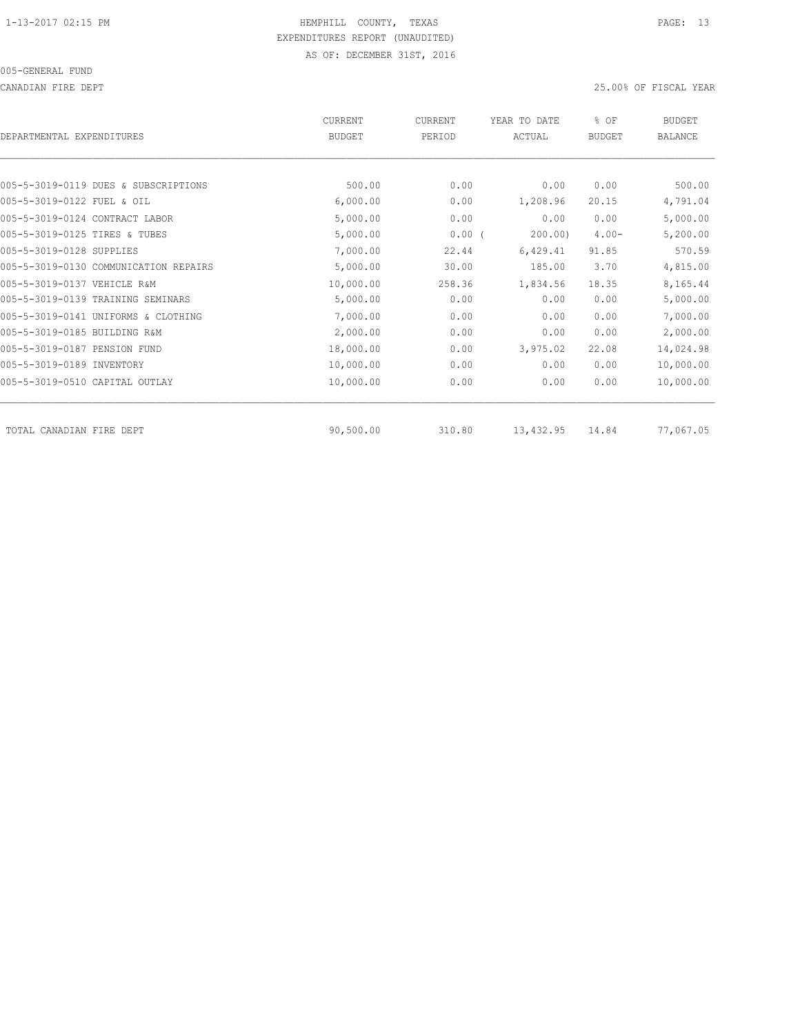HEMPHILL COUNTY, TEXAS
EXPENDITURES REPORT (UNAUDITED)
AS OF: DECEMBER 31ST, 2016

005-GENERAL FUND

CANADIAN FIRE DEPT

25.00% OF FISCAL YEAR

| DEPARTMENTAL EXPENDITURES | CURRENT BUDGET | CURRENT PERIOD | YEAR TO DATE ACTUAL | % OF BUDGET | BUDGET BALANCE |
|---|---|---|---|---|---|
| 005-5-3019-0119 DUES & SUBSCRIPTIONS | 500.00 | 0.00 | 0.00 | 0.00 | 500.00 |
| 005-5-3019-0122 FUEL & OIL | 6,000.00 | 0.00 | 1,208.96 | 20.15 | 4,791.04 |
| 005-5-3019-0124 CONTRACT LABOR | 5,000.00 | 0.00 | 0.00 | 0.00 | 5,000.00 |
| 005-5-3019-0125 TIRES & TUBES | 5,000.00 | 0.00 | ( 200.00) | 4.00- | 5,200.00 |
| 005-5-3019-0128 SUPPLIES | 7,000.00 | 22.44 | 6,429.41 | 91.85 | 570.59 |
| 005-5-3019-0130 COMMUNICATION REPAIRS | 5,000.00 | 30.00 | 185.00 | 3.70 | 4,815.00 |
| 005-5-3019-0137 VEHICLE R&M | 10,000.00 | 258.36 | 1,834.56 | 18.35 | 8,165.44 |
| 005-5-3019-0139 TRAINING SEMINARS | 5,000.00 | 0.00 | 0.00 | 0.00 | 5,000.00 |
| 005-5-3019-0141 UNIFORMS & CLOTHING | 7,000.00 | 0.00 | 0.00 | 0.00 | 7,000.00 |
| 005-5-3019-0185 BUILDING R&M | 2,000.00 | 0.00 | 0.00 | 0.00 | 2,000.00 |
| 005-5-3019-0187 PENSION FUND | 18,000.00 | 0.00 | 3,975.02 | 22.08 | 14,024.98 |
| 005-5-3019-0189 INVENTORY | 10,000.00 | 0.00 | 0.00 | 0.00 | 10,000.00 |
| 005-5-3019-0510 CAPITAL OUTLAY | 10,000.00 | 0.00 | 0.00 | 0.00 | 10,000.00 |
| TOTAL CANADIAN FIRE DEPT | 90,500.00 | 310.80 | 13,432.95 | 14.84 | 77,067.05 |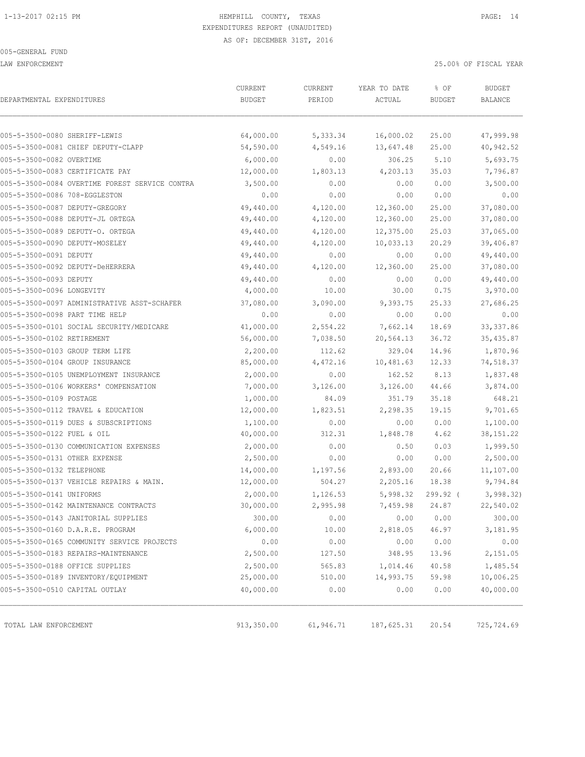HEMPHILL COUNTY, TEXAS

EXPENDITURES REPORT (UNAUDITED)

AS OF: DECEMBER 31ST, 2016

005-GENERAL FUND

LAW ENFORCEMENT

25.00% OF FISCAL YEAR

| DEPARTMENTAL EXPENDITURES | CURRENT BUDGET | CURRENT PERIOD | YEAR TO DATE ACTUAL | % OF BUDGET | BUDGET BALANCE |
|---|---|---|---|---|---|
| 005-5-3500-0080 SHERIFF-LEWIS | 64,000.00 | 5,333.34 | 16,000.02 | 25.00 | 47,999.98 |
| 005-5-3500-0081 CHIEF DEPUTY-CLAPP | 54,590.00 | 4,549.16 | 13,647.48 | 25.00 | 40,942.52 |
| 005-5-3500-0082 OVERTIME | 6,000.00 | 0.00 | 306.25 | 5.10 | 5,693.75 |
| 005-5-3500-0083 CERTIFICATE PAY | 12,000.00 | 1,803.13 | 4,203.13 | 35.03 | 7,796.87 |
| 005-5-3500-0084 OVERTIME FOREST SERVICE CONTRA | 3,500.00 | 0.00 | 0.00 | 0.00 | 3,500.00 |
| 005-5-3500-0086 708-EGGLESTON | 0.00 | 0.00 | 0.00 | 0.00 | 0.00 |
| 005-5-3500-0087 DEPUTY-GREGORY | 49,440.00 | 4,120.00 | 12,360.00 | 25.00 | 37,080.00 |
| 005-5-3500-0088 DEPUTY-JL ORTEGA | 49,440.00 | 4,120.00 | 12,360.00 | 25.00 | 37,080.00 |
| 005-5-3500-0089 DEPUTY-O. ORTEGA | 49,440.00 | 4,120.00 | 12,375.00 | 25.03 | 37,065.00 |
| 005-5-3500-0090 DEPUTY-MOSELEY | 49,440.00 | 4,120.00 | 10,033.13 | 20.29 | 39,406.87 |
| 005-5-3500-0091 DEPUTY | 49,440.00 | 0.00 | 0.00 | 0.00 | 49,440.00 |
| 005-5-3500-0092 DEPUTY-DeHERRERA | 49,440.00 | 4,120.00 | 12,360.00 | 25.00 | 37,080.00 |
| 005-5-3500-0093 DEPUTY | 49,440.00 | 0.00 | 0.00 | 0.00 | 49,440.00 |
| 005-5-3500-0096 LONGEVITY | 4,000.00 | 10.00 | 30.00 | 0.75 | 3,970.00 |
| 005-5-3500-0097 ADMINISTRATIVE ASST-SCHAFER | 37,080.00 | 3,090.00 | 9,393.75 | 25.33 | 27,686.25 |
| 005-5-3500-0098 PART TIME HELP | 0.00 | 0.00 | 0.00 | 0.00 | 0.00 |
| 005-5-3500-0101 SOCIAL SECURITY/MEDICARE | 41,000.00 | 2,554.22 | 7,662.14 | 18.69 | 33,337.86 |
| 005-5-3500-0102 RETIREMENT | 56,000.00 | 7,038.50 | 20,564.13 | 36.72 | 35,435.87 |
| 005-5-3500-0103 GROUP TERM LIFE | 2,200.00 | 112.62 | 329.04 | 14.96 | 1,870.96 |
| 005-5-3500-0104 GROUP INSURANCE | 85,000.00 | 4,472.16 | 10,481.63 | 12.33 | 74,518.37 |
| 005-5-3500-0105 UNEMPLOYMENT INSURANCE | 2,000.00 | 0.00 | 162.52 | 8.13 | 1,837.48 |
| 005-5-3500-0106 WORKERS' COMPENSATION | 7,000.00 | 3,126.00 | 3,126.00 | 44.66 | 3,874.00 |
| 005-5-3500-0109 POSTAGE | 1,000.00 | 84.09 | 351.79 | 35.18 | 648.21 |
| 005-5-3500-0112 TRAVEL & EDUCATION | 12,000.00 | 1,823.51 | 2,298.35 | 19.15 | 9,701.65 |
| 005-5-3500-0119 DUES & SUBSCRIPTIONS | 1,100.00 | 0.00 | 0.00 | 0.00 | 1,100.00 |
| 005-5-3500-0122 FUEL & OIL | 40,000.00 | 312.31 | 1,848.78 | 4.62 | 38,151.22 |
| 005-5-3500-0130 COMMUNICATION EXPENSES | 2,000.00 | 0.00 | 0.50 | 0.03 | 1,999.50 |
| 005-5-3500-0131 OTHER EXPENSE | 2,500.00 | 0.00 | 0.00 | 0.00 | 2,500.00 |
| 005-5-3500-0132 TELEPHONE | 14,000.00 | 1,197.56 | 2,893.00 | 20.66 | 11,107.00 |
| 005-5-3500-0137 VEHICLE REPAIRS & MAIN. | 12,000.00 | 504.27 | 2,205.16 | 18.38 | 9,794.84 |
| 005-5-3500-0141 UNIFORMS | 2,000.00 | 1,126.53 | 5,998.32 | 299.92 ( | 3,998.32) |
| 005-5-3500-0142 MAINTENANCE CONTRACTS | 30,000.00 | 2,995.98 | 7,459.98 | 24.87 | 22,540.02 |
| 005-5-3500-0143 JANITORIAL SUPPLIES | 300.00 | 0.00 | 0.00 | 0.00 | 300.00 |
| 005-5-3500-0160 D.A.R.E. PROGRAM | 6,000.00 | 10.00 | 2,818.05 | 46.97 | 3,181.95 |
| 005-5-3500-0165 COMMUNITY SERVICE PROJECTS | 0.00 | 0.00 | 0.00 | 0.00 | 0.00 |
| 005-5-3500-0183 REPAIRS-MAINTENANCE | 2,500.00 | 127.50 | 348.95 | 13.96 | 2,151.05 |
| 005-5-3500-0188 OFFICE SUPPLIES | 2,500.00 | 565.83 | 1,014.46 | 40.58 | 1,485.54 |
| 005-5-3500-0189 INVENTORY/EQUIPMENT | 25,000.00 | 510.00 | 14,993.75 | 59.98 | 10,006.25 |
| 005-5-3500-0510 CAPITAL OUTLAY | 40,000.00 | 0.00 | 0.00 | 0.00 | 40,000.00 |
| TOTAL LAW ENFORCEMENT | 913,350.00 | 61,946.71 | 187,625.31 | 20.54 | 725,724.69 |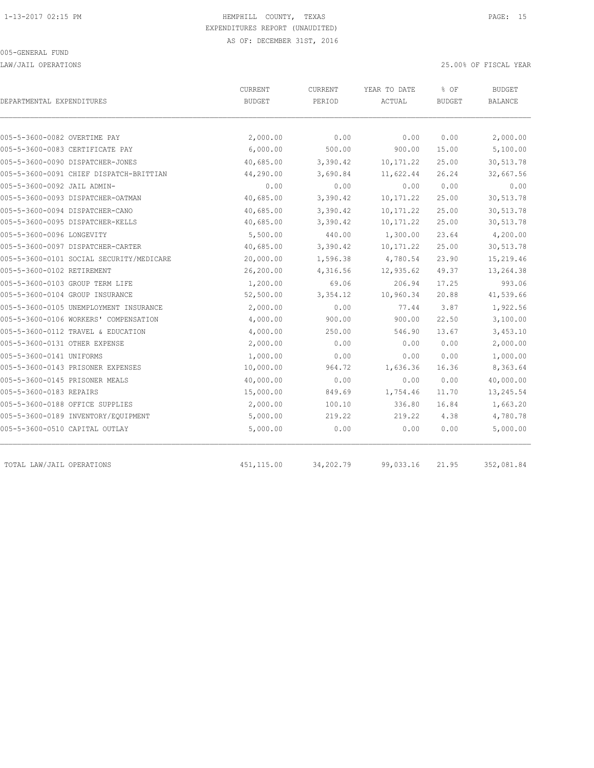HEMPHILL COUNTY, TEXAS
EXPENDITURES REPORT (UNAUDITED)
AS OF: DECEMBER 31ST, 2016

005-GENERAL FUND

LAW/JAIL OPERATIONS

25.00% OF FISCAL YEAR

| DEPARTMENTAL EXPENDITURES | CURRENT BUDGET | CURRENT PERIOD | YEAR TO DATE ACTUAL | % OF BUDGET | BUDGET BALANCE |
|---|---|---|---|---|---|
| 005-5-3600-0082 OVERTIME PAY | 2,000.00 | 0.00 | 0.00 | 0.00 | 2,000.00 |
| 005-5-3600-0083 CERTIFICATE PAY | 6,000.00 | 500.00 | 900.00 | 15.00 | 5,100.00 |
| 005-5-3600-0090 DISPATCHER-JONES | 40,685.00 | 3,390.42 | 10,171.22 | 25.00 | 30,513.78 |
| 005-5-3600-0091 CHIEF DISPATCH-BRITTIAN | 44,290.00 | 3,690.84 | 11,622.44 | 26.24 | 32,667.56 |
| 005-5-3600-0092 JAIL ADMIN- | 0.00 | 0.00 | 0.00 | 0.00 | 0.00 |
| 005-5-3600-0093 DISPATCHER-OATMAN | 40,685.00 | 3,390.42 | 10,171.22 | 25.00 | 30,513.78 |
| 005-5-3600-0094 DISPATCHER-CANO | 40,685.00 | 3,390.42 | 10,171.22 | 25.00 | 30,513.78 |
| 005-5-3600-0095 DISPATCHER-KELLS | 40,685.00 | 3,390.42 | 10,171.22 | 25.00 | 30,513.78 |
| 005-5-3600-0096 LONGEVITY | 5,500.00 | 440.00 | 1,300.00 | 23.64 | 4,200.00 |
| 005-5-3600-0097 DISPATCHER-CARTER | 40,685.00 | 3,390.42 | 10,171.22 | 25.00 | 30,513.78 |
| 005-5-3600-0101 SOCIAL SECURITY/MEDICARE | 20,000.00 | 1,596.38 | 4,780.54 | 23.90 | 15,219.46 |
| 005-5-3600-0102 RETIREMENT | 26,200.00 | 4,316.56 | 12,935.62 | 49.37 | 13,264.38 |
| 005-5-3600-0103 GROUP TERM LIFE | 1,200.00 | 69.06 | 206.94 | 17.25 | 993.06 |
| 005-5-3600-0104 GROUP INSURANCE | 52,500.00 | 3,354.12 | 10,960.34 | 20.88 | 41,539.66 |
| 005-5-3600-0105 UNEMPLOYMENT INSURANCE | 2,000.00 | 0.00 | 77.44 | 3.87 | 1,922.56 |
| 005-5-3600-0106 WORKERS' COMPENSATION | 4,000.00 | 900.00 | 900.00 | 22.50 | 3,100.00 |
| 005-5-3600-0112 TRAVEL & EDUCATION | 4,000.00 | 250.00 | 546.90 | 13.67 | 3,453.10 |
| 005-5-3600-0131 OTHER EXPENSE | 2,000.00 | 0.00 | 0.00 | 0.00 | 2,000.00 |
| 005-5-3600-0141 UNIFORMS | 1,000.00 | 0.00 | 0.00 | 0.00 | 1,000.00 |
| 005-5-3600-0143 PRISONER EXPENSES | 10,000.00 | 964.72 | 1,636.36 | 16.36 | 8,363.64 |
| 005-5-3600-0145 PRISONER MEALS | 40,000.00 | 0.00 | 0.00 | 0.00 | 40,000.00 |
| 005-5-3600-0183 REPAIRS | 15,000.00 | 849.69 | 1,754.46 | 11.70 | 13,245.54 |
| 005-5-3600-0188 OFFICE SUPPLIES | 2,000.00 | 100.10 | 336.80 | 16.84 | 1,663.20 |
| 005-5-3600-0189 INVENTORY/EQUIPMENT | 5,000.00 | 219.22 | 219.22 | 4.38 | 4,780.78 |
| 005-5-3600-0510 CAPITAL OUTLAY | 5,000.00 | 0.00 | 0.00 | 0.00 | 5,000.00 |
| TOTAL LAW/JAIL OPERATIONS | 451,115.00 | 34,202.79 | 99,033.16 | 21.95 | 352,081.84 |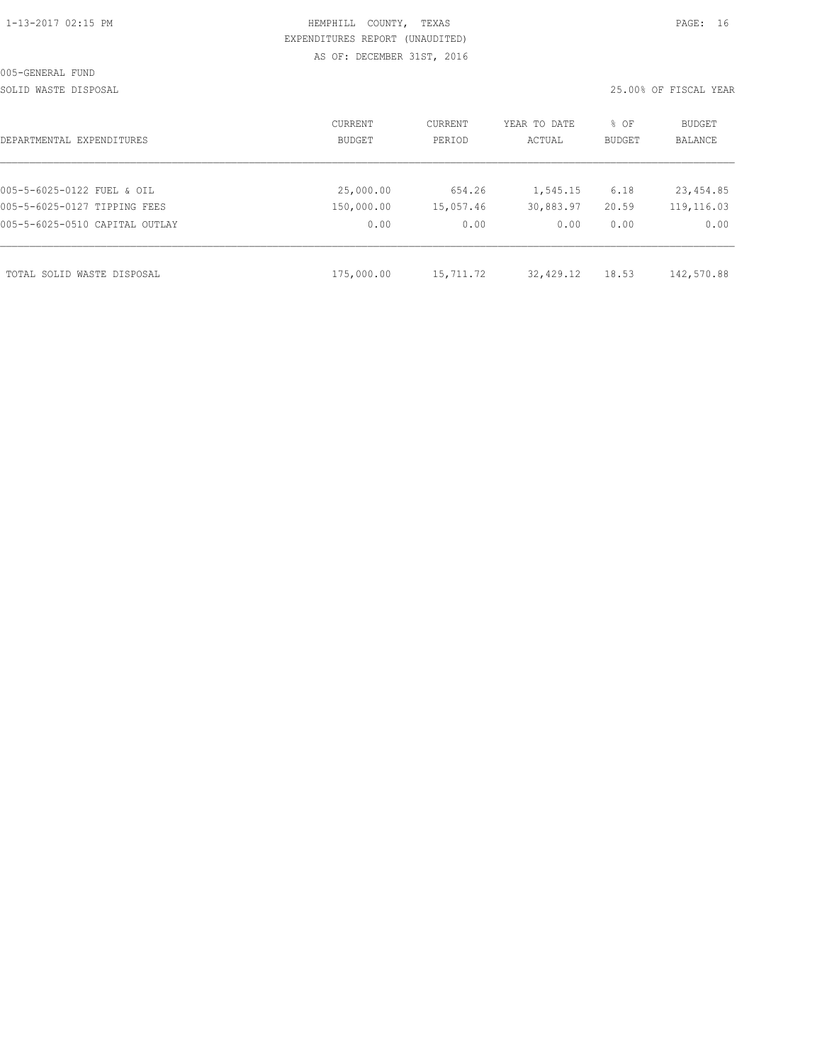HEMPHILL COUNTY, TEXAS

EXPENDITURES REPORT (UNAUDITED)

AS OF: DECEMBER 31ST, 2016

005-GENERAL FUND

SOLID WASTE DISPOSAL

25.00% OF FISCAL YEAR

| DEPARTMENTAL EXPENDITURES | CURRENT BUDGET | CURRENT PERIOD | YEAR TO DATE ACTUAL | % OF BUDGET | BUDGET BALANCE |
|---|---|---|---|---|---|
| 005-5-6025-0122 FUEL & OIL | 25,000.00 | 654.26 | 1,545.15 | 6.18 | 23,454.85 |
| 005-5-6025-0127 TIPPING FEES | 150,000.00 | 15,057.46 | 30,883.97 | 20.59 | 119,116.03 |
| 005-5-6025-0510 CAPITAL OUTLAY | 0.00 | 0.00 | 0.00 | 0.00 | 0.00 |
| TOTAL SOLID WASTE DISPOSAL | 175,000.00 | 15,711.72 | 32,429.12 | 18.53 | 142,570.88 |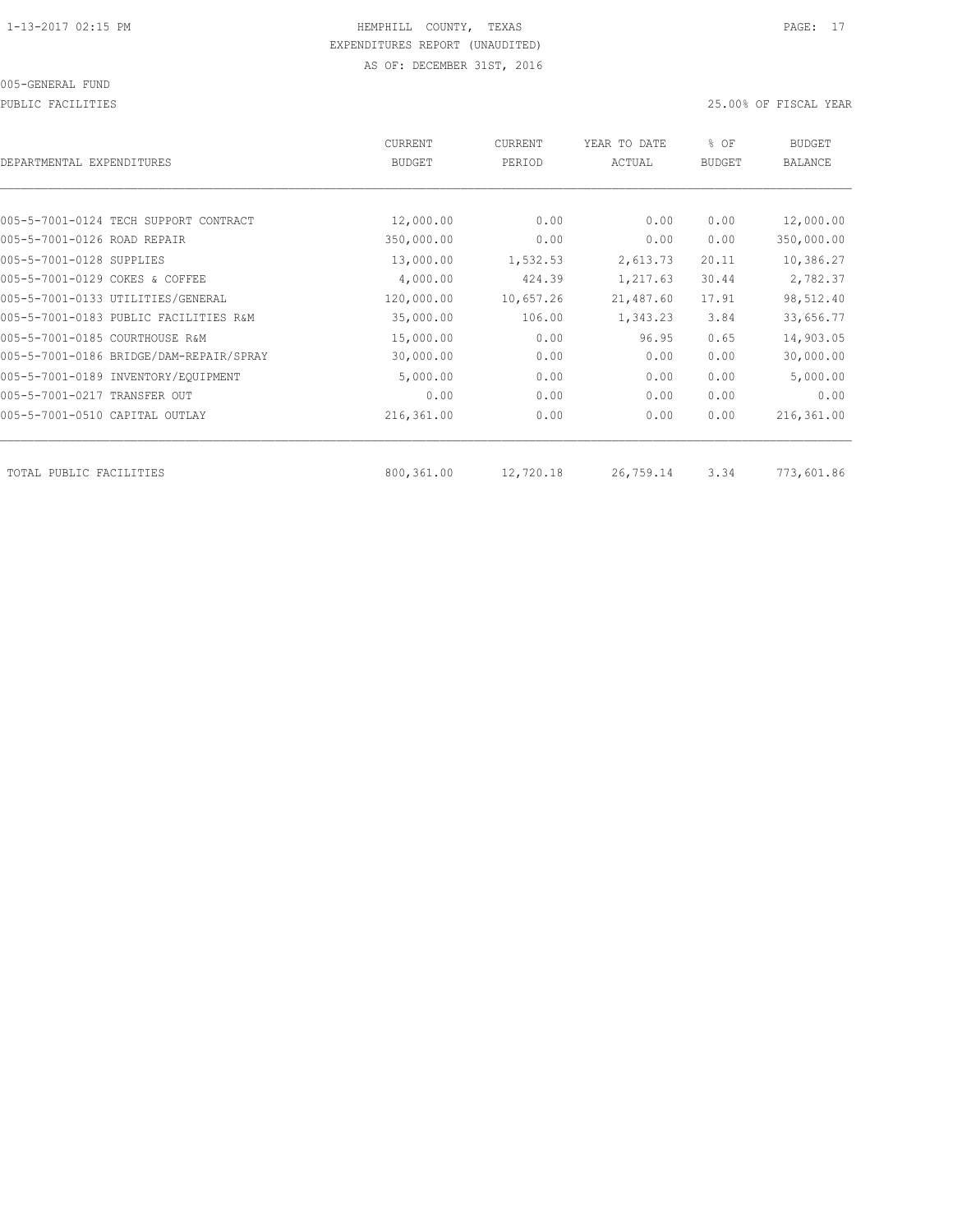HEMPHILL COUNTY, TEXAS
EXPENDITURES REPORT (UNAUDITED)
AS OF: DECEMBER 31ST, 2016

005-GENERAL FUND

PUBLIC FACILITIES — 25.00% OF FISCAL YEAR

| DEPARTMENTAL EXPENDITURES | CURRENT BUDGET | CURRENT PERIOD | YEAR TO DATE ACTUAL | % OF BUDGET | BUDGET BALANCE |
|---|---|---|---|---|---|
| 005-5-7001-0124 TECH SUPPORT CONTRACT | 12,000.00 | 0.00 | 0.00 | 0.00 | 12,000.00 |
| 005-5-7001-0126 ROAD REPAIR | 350,000.00 | 0.00 | 0.00 | 0.00 | 350,000.00 |
| 005-5-7001-0128 SUPPLIES | 13,000.00 | 1,532.53 | 2,613.73 | 20.11 | 10,386.27 |
| 005-5-7001-0129 COKES & COFFEE | 4,000.00 | 424.39 | 1,217.63 | 30.44 | 2,782.37 |
| 005-5-7001-0133 UTILITIES/GENERAL | 120,000.00 | 10,657.26 | 21,487.60 | 17.91 | 98,512.40 |
| 005-5-7001-0183 PUBLIC FACILITIES R&M | 35,000.00 | 106.00 | 1,343.23 | 3.84 | 33,656.77 |
| 005-5-7001-0185 COURTHOUSE R&M | 15,000.00 | 0.00 | 96.95 | 0.65 | 14,903.05 |
| 005-5-7001-0186 BRIDGE/DAM-REPAIR/SPRAY | 30,000.00 | 0.00 | 0.00 | 0.00 | 30,000.00 |
| 005-5-7001-0189 INVENTORY/EQUIPMENT | 5,000.00 | 0.00 | 0.00 | 0.00 | 5,000.00 |
| 005-5-7001-0217 TRANSFER OUT | 0.00 | 0.00 | 0.00 | 0.00 | 0.00 |
| 005-5-7001-0510 CAPITAL OUTLAY | 216,361.00 | 0.00 | 0.00 | 0.00 | 216,361.00 |
| TOTAL PUBLIC FACILITIES | 800,361.00 | 12,720.18 | 26,759.14 | 3.34 | 773,601.86 |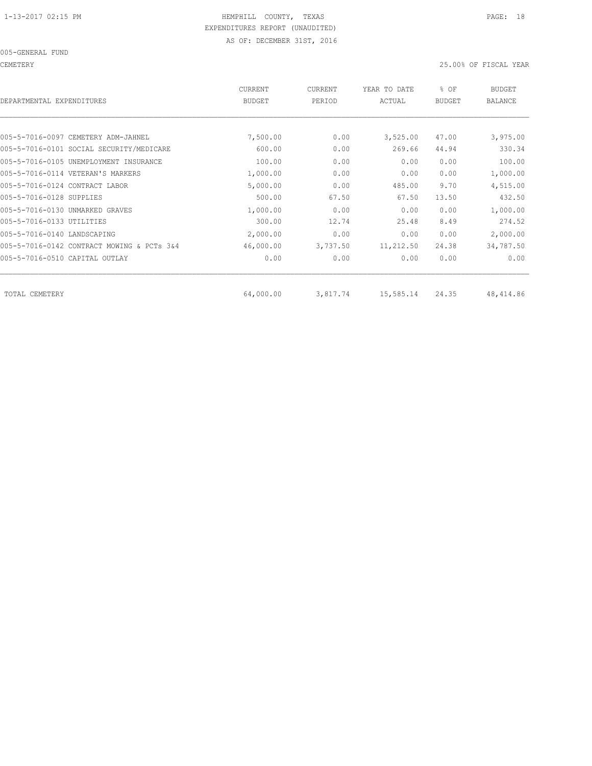HEMPHILL COUNTY, TEXAS

EXPENDITURES REPORT (UNAUDITED)

AS OF: DECEMBER 31ST, 2016

005-GENERAL FUND

CEMETERY 25.00% OF FISCAL YEAR

| DEPARTMENTAL EXPENDITURES | CURRENT BUDGET | CURRENT PERIOD | YEAR TO DATE ACTUAL | % OF BUDGET | BUDGET BALANCE |
|---|---|---|---|---|---|
| 005-5-7016-0097 CEMETERY ADM-JAHNEL | 7,500.00 | 0.00 | 3,525.00 | 47.00 | 3,975.00 |
| 005-5-7016-0101 SOCIAL SECURITY/MEDICARE | 600.00 | 0.00 | 269.66 | 44.94 | 330.34 |
| 005-5-7016-0105 UNEMPLOYMENT INSURANCE | 100.00 | 0.00 | 0.00 | 0.00 | 100.00 |
| 005-5-7016-0114 VETERAN'S MARKERS | 1,000.00 | 0.00 | 0.00 | 0.00 | 1,000.00 |
| 005-5-7016-0124 CONTRACT LABOR | 5,000.00 | 0.00 | 485.00 | 9.70 | 4,515.00 |
| 005-5-7016-0128 SUPPLIES | 500.00 | 67.50 | 67.50 | 13.50 | 432.50 |
| 005-5-7016-0130 UNMARKED GRAVES | 1,000.00 | 0.00 | 0.00 | 0.00 | 1,000.00 |
| 005-5-7016-0133 UTILITIES | 300.00 | 12.74 | 25.48 | 8.49 | 274.52 |
| 005-5-7016-0140 LANDSCAPING | 2,000.00 | 0.00 | 0.00 | 0.00 | 2,000.00 |
| 005-5-7016-0142 CONTRACT MOWING & PCTs 3&4 | 46,000.00 | 3,737.50 | 11,212.50 | 24.38 | 34,787.50 |
| 005-5-7016-0510 CAPITAL OUTLAY | 0.00 | 0.00 | 0.00 | 0.00 | 0.00 |
| TOTAL CEMETERY | 64,000.00 | 3,817.74 | 15,585.14 | 24.35 | 48,414.86 |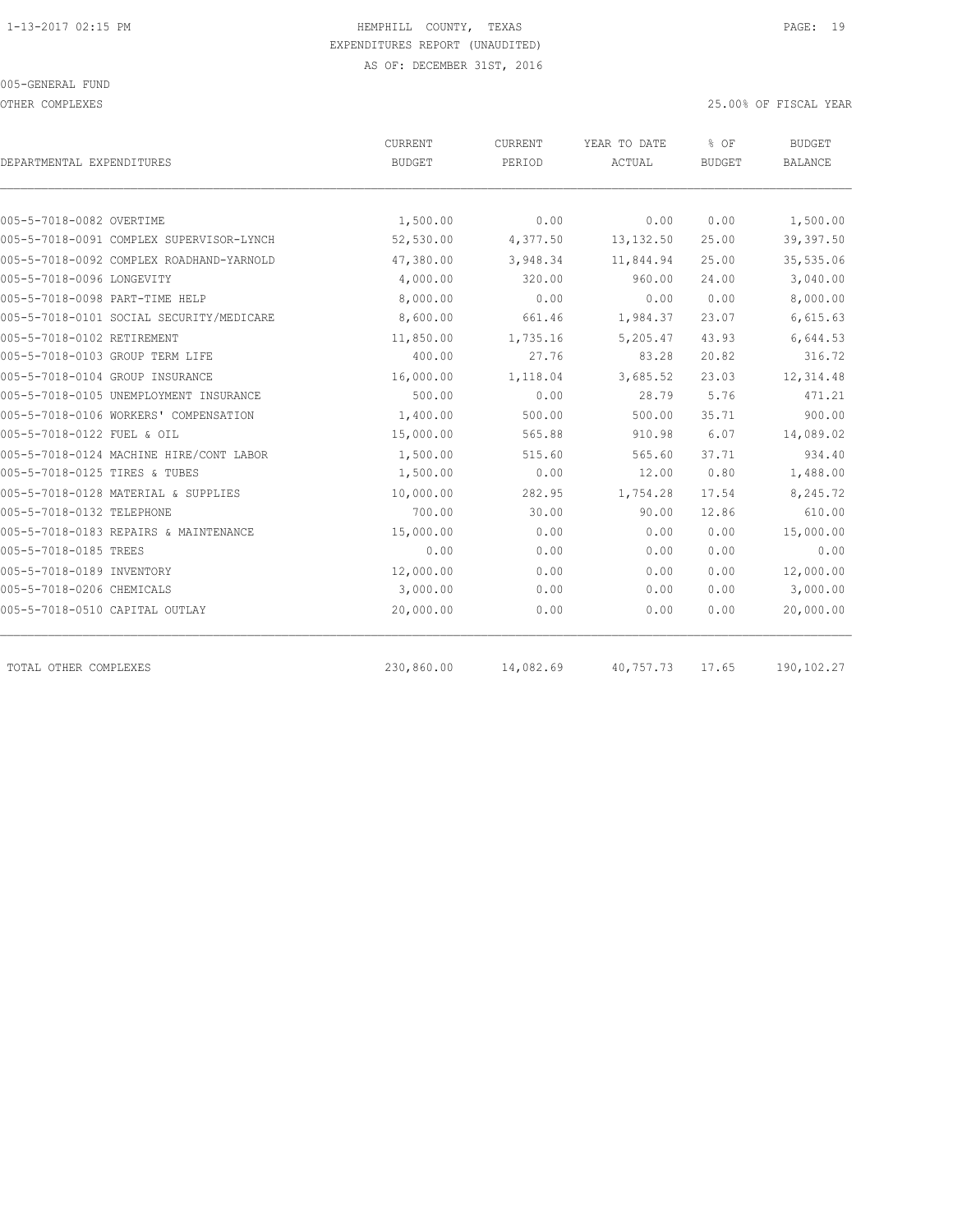HEMPHILL COUNTY, TEXAS
EXPENDITURES REPORT (UNAUDITED)
AS OF: DECEMBER 31ST, 2016

005-GENERAL FUND

OTHER COMPLEXES

25.00% OF FISCAL YEAR

| DEPARTMENTAL EXPENDITURES | CURRENT BUDGET | CURRENT PERIOD | YEAR TO DATE ACTUAL | % OF BUDGET | BUDGET BALANCE |
|---|---|---|---|---|---|
| 005-5-7018-0082 OVERTIME | 1,500.00 | 0.00 | 0.00 | 0.00 | 1,500.00 |
| 005-5-7018-0091 COMPLEX SUPERVISOR-LYNCH | 52,530.00 | 4,377.50 | 13,132.50 | 25.00 | 39,397.50 |
| 005-5-7018-0092 COMPLEX ROADHAND-YARNOLD | 47,380.00 | 3,948.34 | 11,844.94 | 25.00 | 35,535.06 |
| 005-5-7018-0096 LONGEVITY | 4,000.00 | 320.00 | 960.00 | 24.00 | 3,040.00 |
| 005-5-7018-0098 PART-TIME HELP | 8,000.00 | 0.00 | 0.00 | 0.00 | 8,000.00 |
| 005-5-7018-0101 SOCIAL SECURITY/MEDICARE | 8,600.00 | 661.46 | 1,984.37 | 23.07 | 6,615.63 |
| 005-5-7018-0102 RETIREMENT | 11,850.00 | 1,735.16 | 5,205.47 | 43.93 | 6,644.53 |
| 005-5-7018-0103 GROUP TERM LIFE | 400.00 | 27.76 | 83.28 | 20.82 | 316.72 |
| 005-5-7018-0104 GROUP INSURANCE | 16,000.00 | 1,118.04 | 3,685.52 | 23.03 | 12,314.48 |
| 005-5-7018-0105 UNEMPLOYMENT INSURANCE | 500.00 | 0.00 | 28.79 | 5.76 | 471.21 |
| 005-5-7018-0106 WORKERS' COMPENSATION | 1,400.00 | 500.00 | 500.00 | 35.71 | 900.00 |
| 005-5-7018-0122 FUEL & OIL | 15,000.00 | 565.88 | 910.98 | 6.07 | 14,089.02 |
| 005-5-7018-0124 MACHINE HIRE/CONT LABOR | 1,500.00 | 515.60 | 565.60 | 37.71 | 934.40 |
| 005-5-7018-0125 TIRES & TUBES | 1,500.00 | 0.00 | 12.00 | 0.80 | 1,488.00 |
| 005-5-7018-0128 MATERIAL & SUPPLIES | 10,000.00 | 282.95 | 1,754.28 | 17.54 | 8,245.72 |
| 005-5-7018-0132 TELEPHONE | 700.00 | 30.00 | 90.00 | 12.86 | 610.00 |
| 005-5-7018-0183 REPAIRS & MAINTENANCE | 15,000.00 | 0.00 | 0.00 | 0.00 | 15,000.00 |
| 005-5-7018-0185 TREES | 0.00 | 0.00 | 0.00 | 0.00 | 0.00 |
| 005-5-7018-0189 INVENTORY | 12,000.00 | 0.00 | 0.00 | 0.00 | 12,000.00 |
| 005-5-7018-0206 CHEMICALS | 3,000.00 | 0.00 | 0.00 | 0.00 | 3,000.00 |
| 005-5-7018-0510 CAPITAL OUTLAY | 20,000.00 | 0.00 | 0.00 | 0.00 | 20,000.00 |
| TOTAL OTHER COMPLEXES | 230,860.00 | 14,082.69 | 40,757.73 | 17.65 | 190,102.27 |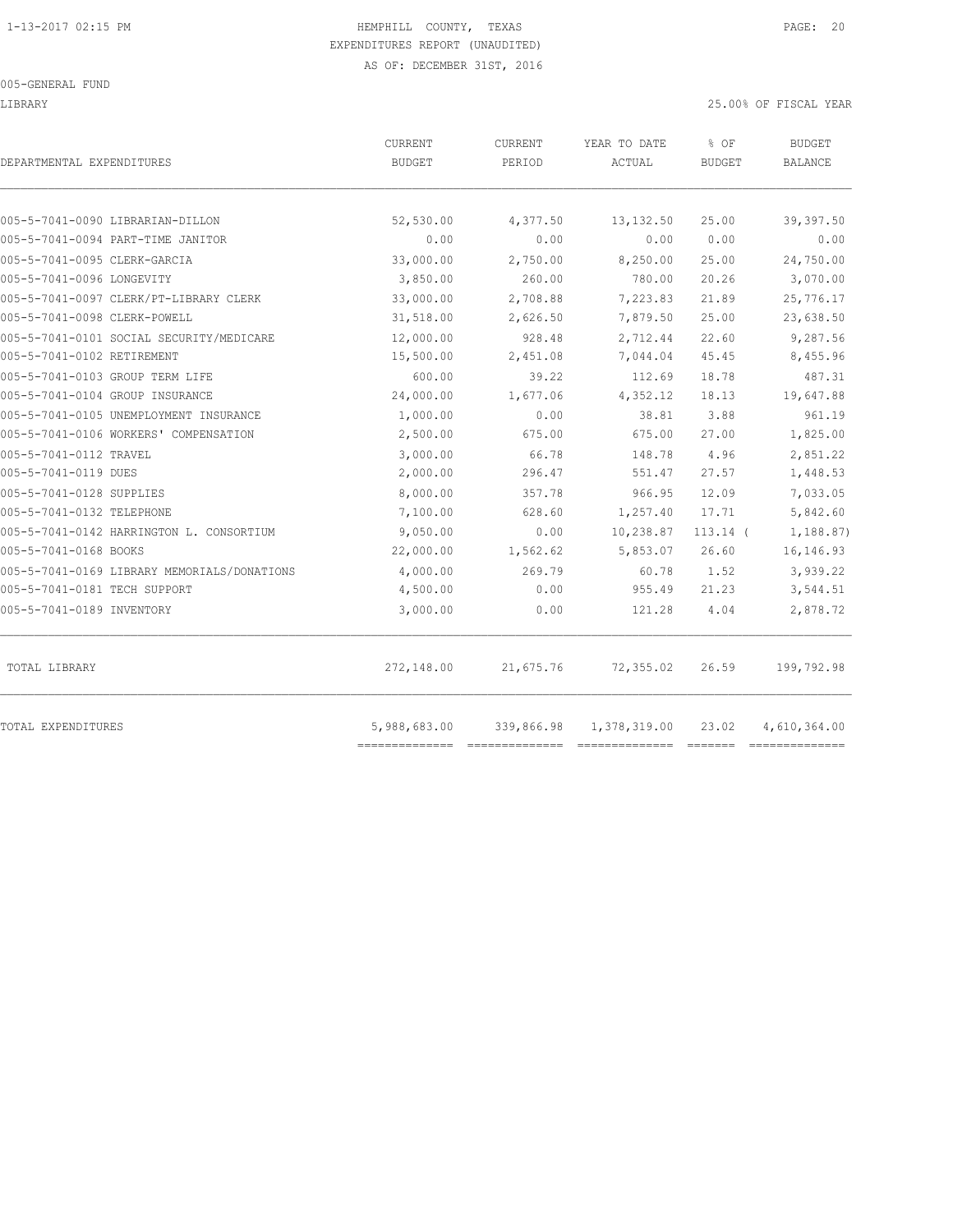1-13-2017 02:15 PM

HEMPHILL COUNTY, TEXAS
EXPENDITURES REPORT (UNAUDITED)
AS OF: DECEMBER 31ST, 2016

005-GENERAL FUND

LIBRARY

25.00% OF FISCAL YEAR

| DEPARTMENTAL EXPENDITURES | CURRENT BUDGET | CURRENT PERIOD | YEAR TO DATE ACTUAL | % OF BUDGET | BUDGET BALANCE |
|---|---|---|---|---|---|
| 005-5-7041-0090 LIBRARIAN-DILLON | 52,530.00 | 4,377.50 | 13,132.50 | 25.00 | 39,397.50 |
| 005-5-7041-0094 PART-TIME JANITOR | 0.00 | 0.00 | 0.00 | 0.00 | 0.00 |
| 005-5-7041-0095 CLERK-GARCIA | 33,000.00 | 2,750.00 | 8,250.00 | 25.00 | 24,750.00 |
| 005-5-7041-0096 LONGEVITY | 3,850.00 | 260.00 | 780.00 | 20.26 | 3,070.00 |
| 005-5-7041-0097 CLERK/PT-LIBRARY CLERK | 33,000.00 | 2,708.88 | 7,223.83 | 21.89 | 25,776.17 |
| 005-5-7041-0098 CLERK-POWELL | 31,518.00 | 2,626.50 | 7,879.50 | 25.00 | 23,638.50 |
| 005-5-7041-0101 SOCIAL SECURITY/MEDICARE | 12,000.00 | 928.48 | 2,712.44 | 22.60 | 9,287.56 |
| 005-5-7041-0102 RETIREMENT | 15,500.00 | 2,451.08 | 7,044.04 | 45.45 | 8,455.96 |
| 005-5-7041-0103 GROUP TERM LIFE | 600.00 | 39.22 | 112.69 | 18.78 | 487.31 |
| 005-5-7041-0104 GROUP INSURANCE | 24,000.00 | 1,677.06 | 4,352.12 | 18.13 | 19,647.88 |
| 005-5-7041-0105 UNEMPLOYMENT INSURANCE | 1,000.00 | 0.00 | 38.81 | 3.88 | 961.19 |
| 005-5-7041-0106 WORKERS' COMPENSATION | 2,500.00 | 675.00 | 675.00 | 27.00 | 1,825.00 |
| 005-5-7041-0112 TRAVEL | 3,000.00 | 66.78 | 148.78 | 4.96 | 2,851.22 |
| 005-5-7041-0119 DUES | 2,000.00 | 296.47 | 551.47 | 27.57 | 1,448.53 |
| 005-5-7041-0128 SUPPLIES | 8,000.00 | 357.78 | 966.95 | 12.09 | 7,033.05 |
| 005-5-7041-0132 TELEPHONE | 7,100.00 | 628.60 | 1,257.40 | 17.71 | 5,842.60 |
| 005-5-7041-0142 HARRINGTON L. CONSORTIUM | 9,050.00 | 0.00 | 10,238.87 | 113.14 ( | 1,188.87) |
| 005-5-7041-0168 BOOKS | 22,000.00 | 1,562.62 | 5,853.07 | 26.60 | 16,146.93 |
| 005-5-7041-0169 LIBRARY MEMORIALS/DONATIONS | 4,000.00 | 269.79 | 60.78 | 1.52 | 3,939.22 |
| 005-5-7041-0181 TECH SUPPORT | 4,500.00 | 0.00 | 955.49 | 21.23 | 3,544.51 |
| 005-5-7041-0189 INVENTORY | 3,000.00 | 0.00 | 121.28 | 4.04 | 2,878.72 |
| TOTAL LIBRARY | 272,148.00 | 21,675.76 | 72,355.02 | 26.59 | 199,792.98 |
| TOTAL EXPENDITURES | 5,988,683.00 | 339,866.98 | 1,378,319.00 | 23.02 | 4,610,364.00 |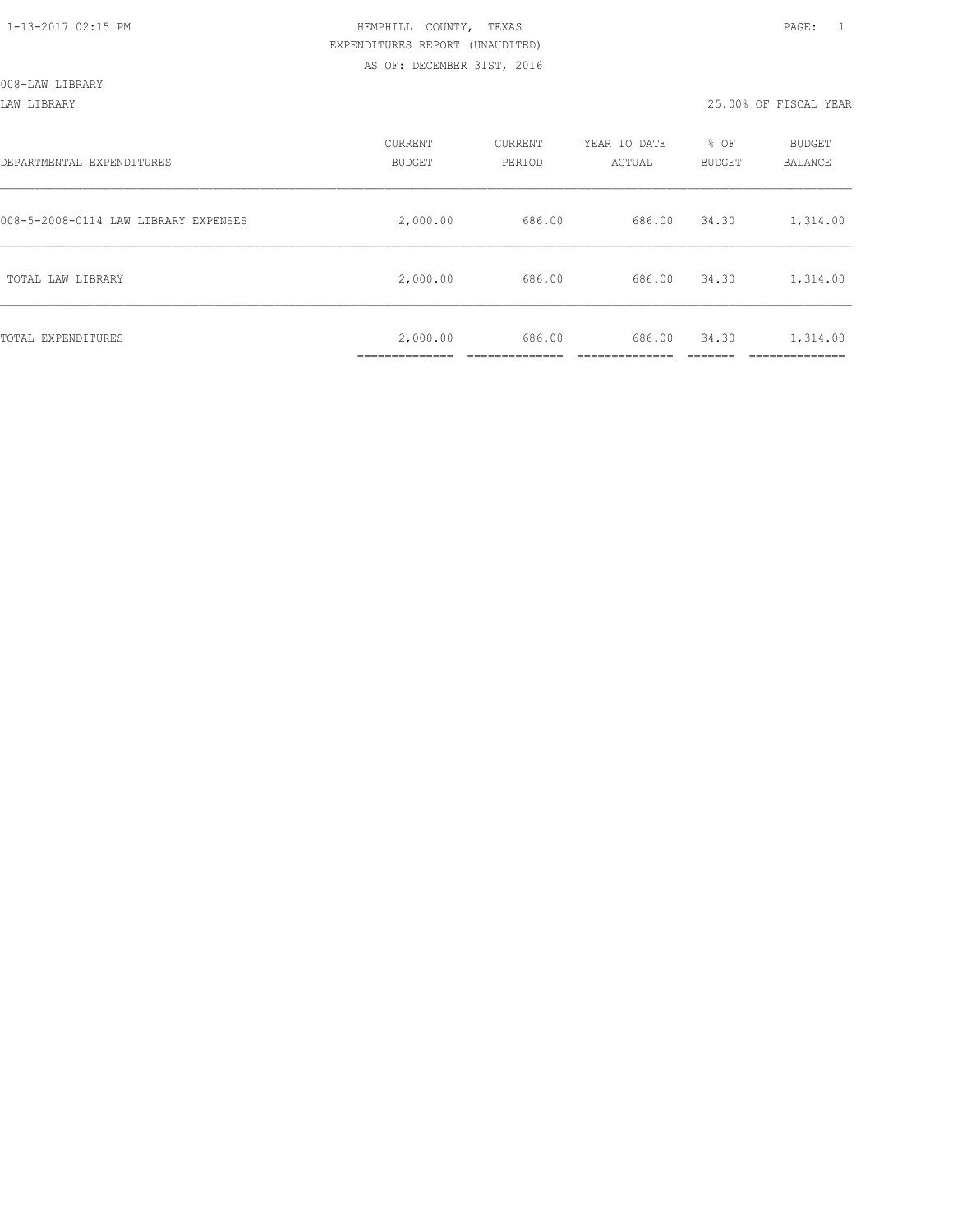HEMPHILL COUNTY, TEXAS
EXPENDITURES REPORT (UNAUDITED)
AS OF: DECEMBER 31ST, 2016

008-LAW LIBRARY

LAW LIBRARY — 25.00% OF FISCAL YEAR

| DEPARTMENTAL EXPENDITURES | CURRENT BUDGET | CURRENT PERIOD | YEAR TO DATE ACTUAL | % OF BUDGET | BUDGET BALANCE |
|---|---|---|---|---|---|
| 008-5-2008-0114 LAW LIBRARY EXPENSES | 2,000.00 | 686.00 | 686.00 | 34.30 | 1,314.00 |
| TOTAL LAW LIBRARY | 2,000.00 | 686.00 | 686.00 | 34.30 | 1,314.00 |
| TOTAL EXPENDITURES | 2,000.00 | 686.00 | 686.00 | 34.30 | 1,314.00 |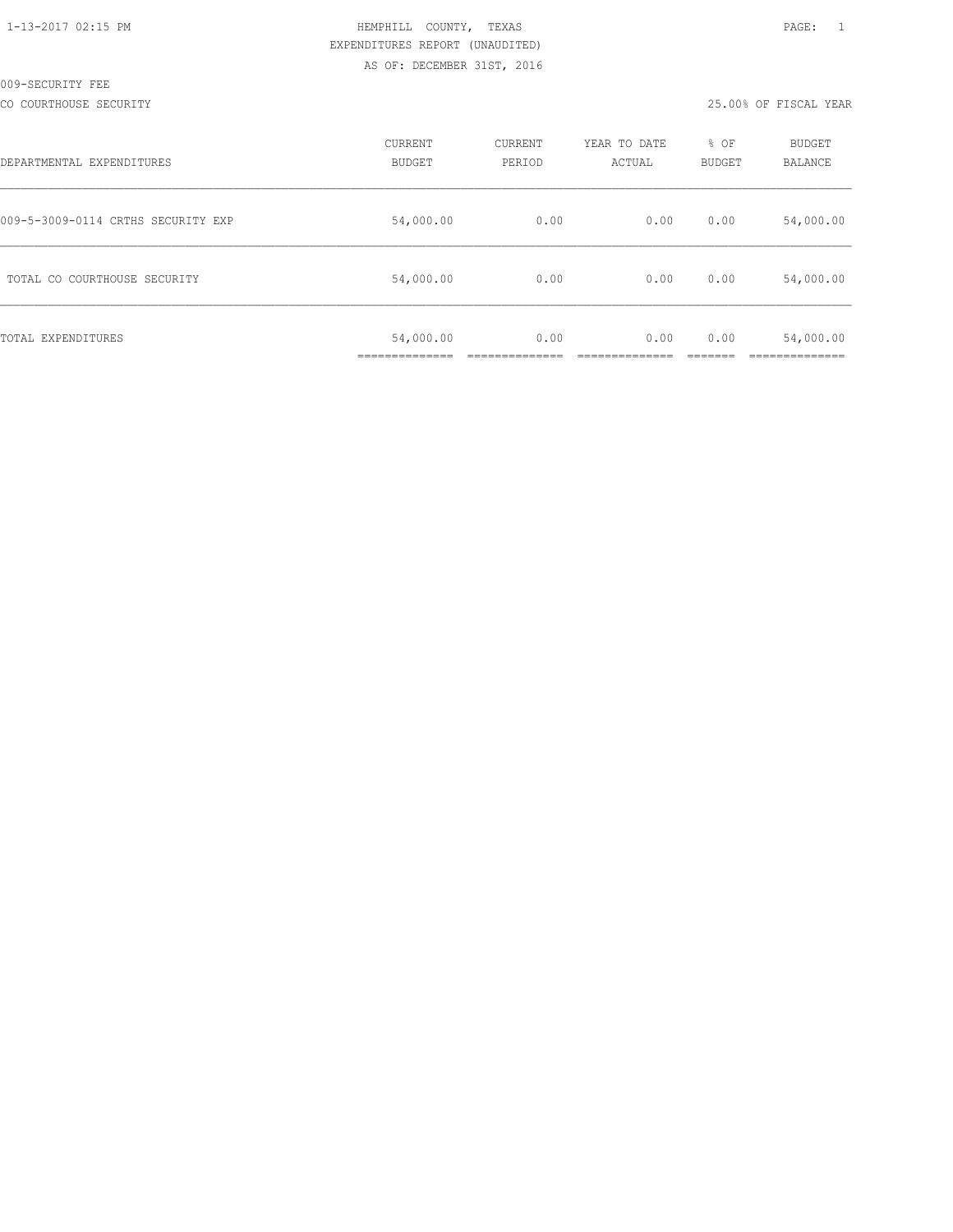HEMPHILL COUNTY, TEXAS
EXPENDITURES REPORT (UNAUDITED)
AS OF: DECEMBER 31ST, 2016

009-SECURITY FEE

CO COURTHOUSE SECURITY

25.00% OF FISCAL YEAR

| DEPARTMENTAL EXPENDITURES | CURRENT BUDGET | CURRENT PERIOD | YEAR TO DATE ACTUAL | % OF BUDGET | BUDGET BALANCE |
|---|---|---|---|---|---|
| 009-5-3009-0114 CRTHS SECURITY EXP | 54,000.00 | 0.00 | 0.00 | 0.00 | 54,000.00 |
| TOTAL CO COURTHOUSE SECURITY | 54,000.00 | 0.00 | 0.00 | 0.00 | 54,000.00 |
| TOTAL EXPENDITURES | 54,000.00 | 0.00 | 0.00 | 0.00 | 54,000.00 |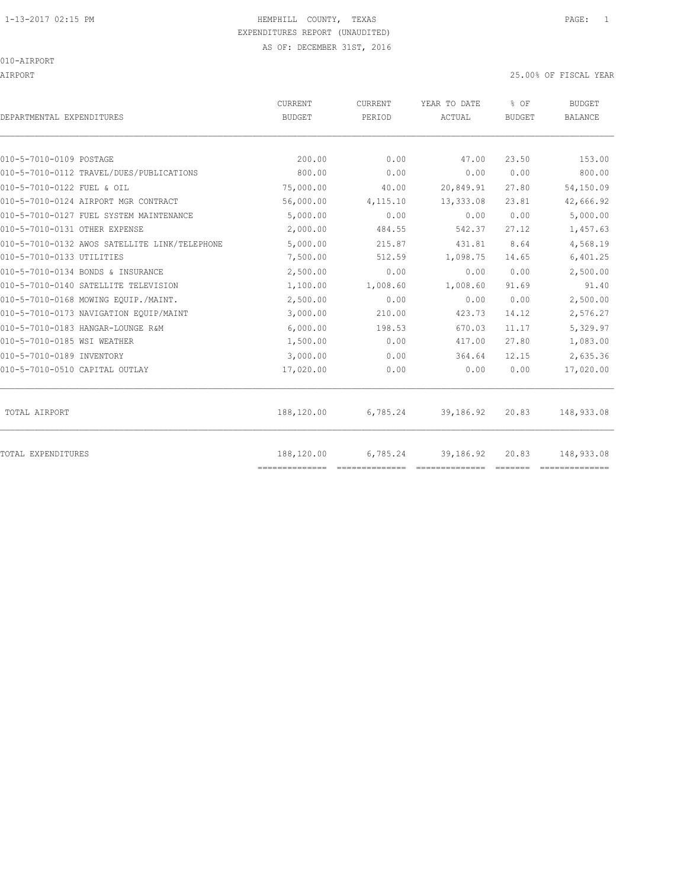HEMPHILL COUNTY, TEXAS
EXPENDITURES REPORT (UNAUDITED)
AS OF: DECEMBER 31ST, 2016

010-AIRPORT

AIRPORT — 25.00% OF FISCAL YEAR

| DEPARTMENTAL EXPENDITURES | CURRENT BUDGET | CURRENT PERIOD | YEAR TO DATE ACTUAL | % OF BUDGET | BUDGET BALANCE |
|---|---|---|---|---|---|
| 010-5-7010-0109 POSTAGE | 200.00 | 0.00 | 47.00 | 23.50 | 153.00 |
| 010-5-7010-0112 TRAVEL/DUES/PUBLICATIONS | 800.00 | 0.00 | 0.00 | 0.00 | 800.00 |
| 010-5-7010-0122 FUEL & OIL | 75,000.00 | 40.00 | 20,849.91 | 27.80 | 54,150.09 |
| 010-5-7010-0124 AIRPORT MGR CONTRACT | 56,000.00 | 4,115.10 | 13,333.08 | 23.81 | 42,666.92 |
| 010-5-7010-0127 FUEL SYSTEM MAINTENANCE | 5,000.00 | 0.00 | 0.00 | 0.00 | 5,000.00 |
| 010-5-7010-0131 OTHER EXPENSE | 2,000.00 | 484.55 | 542.37 | 27.12 | 1,457.63 |
| 010-5-7010-0132 AWOS SATELLITE LINK/TELEPHONE | 5,000.00 | 215.87 | 431.81 | 8.64 | 4,568.19 |
| 010-5-7010-0133 UTILITIES | 7,500.00 | 512.59 | 1,098.75 | 14.65 | 6,401.25 |
| 010-5-7010-0134 BONDS & INSURANCE | 2,500.00 | 0.00 | 0.00 | 0.00 | 2,500.00 |
| 010-5-7010-0140 SATELLITE TELEVISION | 1,100.00 | 1,008.60 | 1,008.60 | 91.69 | 91.40 |
| 010-5-7010-0168 MOWING EQUIP./MAINT. | 2,500.00 | 0.00 | 0.00 | 0.00 | 2,500.00 |
| 010-5-7010-0173 NAVIGATION EQUIP/MAINT | 3,000.00 | 210.00 | 423.73 | 14.12 | 2,576.27 |
| 010-5-7010-0183 HANGAR-LOUNGE R&M | 6,000.00 | 198.53 | 670.03 | 11.17 | 5,329.97 |
| 010-5-7010-0185 WSI WEATHER | 1,500.00 | 0.00 | 417.00 | 27.80 | 1,083.00 |
| 010-5-7010-0189 INVENTORY | 3,000.00 | 0.00 | 364.64 | 12.15 | 2,635.36 |
| 010-5-7010-0510 CAPITAL OUTLAY | 17,020.00 | 0.00 | 0.00 | 0.00 | 17,020.00 |
| TOTAL AIRPORT | 188,120.00 | 6,785.24 | 39,186.92 | 20.83 | 148,933.08 |
| TOTAL EXPENDITURES | 188,120.00 | 6,785.24 | 39,186.92 | 20.83 | 148,933.08 |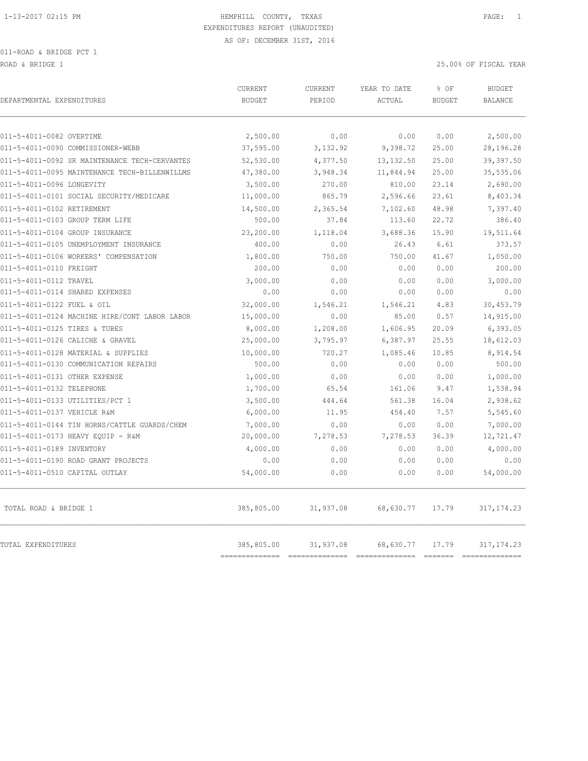HEMPHILL COUNTY, TEXAS

EXPENDITURES REPORT (UNAUDITED)

AS OF: DECEMBER 31ST, 2016

011-ROAD & BRIDGE PCT 1

ROAD & BRIDGE 1

25.00% OF FISCAL YEAR

| DEPARTMENTAL EXPENDITURES | CURRENT BUDGET | CURRENT PERIOD | YEAR TO DATE ACTUAL | % OF BUDGET | BUDGET BALANCE |
|---|---|---|---|---|---|
| 011-5-4011-0082 OVERTIME | 2,500.00 | 0.00 | 0.00 | 0.00 | 2,500.00 |
| 011-5-4011-0090 COMMISSIONER-WEBB | 37,595.00 | 3,132.92 | 9,398.72 | 25.00 | 28,196.28 |
| 011-5-4011-0092 SR MAINTENANCE TECH-CERVANTES | 52,530.00 | 4,377.50 | 13,132.50 | 25.00 | 39,397.50 |
| 011-5-4011-0095 MAINTENANCE TECH-BILLENWILLMS | 47,380.00 | 3,948.34 | 11,844.94 | 25.00 | 35,535.06 |
| 011-5-4011-0096 LONGEVITY | 3,500.00 | 270.00 | 810.00 | 23.14 | 2,690.00 |
| 011-5-4011-0101 SOCIAL SECURITY/MEDICARE | 11,000.00 | 865.79 | 2,596.66 | 23.61 | 8,403.34 |
| 011-5-4011-0102 RETIREMENT | 14,500.00 | 2,365.54 | 7,102.60 | 48.98 | 7,397.40 |
| 011-5-4011-0103 GROUP TERM LIFE | 500.00 | 37.84 | 113.60 | 22.72 | 386.40 |
| 011-5-4011-0104 GROUP INSURANCE | 23,200.00 | 1,118.04 | 3,688.36 | 15.90 | 19,511.64 |
| 011-5-4011-0105 UNEMPLOYMENT INSURANCE | 400.00 | 0.00 | 26.43 | 6.61 | 373.57 |
| 011-5-4011-0106 WORKERS' COMPENSATION | 1,800.00 | 750.00 | 750.00 | 41.67 | 1,050.00 |
| 011-5-4011-0110 FREIGHT | 200.00 | 0.00 | 0.00 | 0.00 | 200.00 |
| 011-5-4011-0112 TRAVEL | 3,000.00 | 0.00 | 0.00 | 0.00 | 3,000.00 |
| 011-5-4011-0114 SHARED EXPENSES | 0.00 | 0.00 | 0.00 | 0.00 | 0.00 |
| 011-5-4011-0122 FUEL & OIL | 32,000.00 | 1,546.21 | 1,546.21 | 4.83 | 30,453.79 |
| 011-5-4011-0124 MACHINE HIRE/CONT LABOR LABOR | 15,000.00 | 0.00 | 85.00 | 0.57 | 14,915.00 |
| 011-5-4011-0125 TIRES & TUBES | 8,000.00 | 1,208.00 | 1,606.95 | 20.09 | 6,393.05 |
| 011-5-4011-0126 CALICHE & GRAVEL | 25,000.00 | 3,795.97 | 6,387.97 | 25.55 | 18,612.03 |
| 011-5-4011-0128 MATERIAL & SUPPLIES | 10,000.00 | 720.27 | 1,085.46 | 10.85 | 8,914.54 |
| 011-5-4011-0130 COMMUNICATION REPAIRS | 500.00 | 0.00 | 0.00 | 0.00 | 500.00 |
| 011-5-4011-0131 OTHER EXPENSE | 1,000.00 | 0.00 | 0.00 | 0.00 | 1,000.00 |
| 011-5-4011-0132 TELEPHONE | 1,700.00 | 65.54 | 161.06 | 9.47 | 1,538.94 |
| 011-5-4011-0133 UTILITIES/PCT 1 | 3,500.00 | 444.64 | 561.38 | 16.04 | 2,938.62 |
| 011-5-4011-0137 VEHICLE R&M | 6,000.00 | 11.95 | 454.40 | 7.57 | 5,545.60 |
| 011-5-4011-0144 TIN HORNS/CATTLE GUARDS/CHEM | 7,000.00 | 0.00 | 0.00 | 0.00 | 7,000.00 |
| 011-5-4011-0173 HEAVY EQUIP - R&M | 20,000.00 | 7,278.53 | 7,278.53 | 36.39 | 12,721.47 |
| 011-5-4011-0189 INVENTORY | 4,000.00 | 0.00 | 0.00 | 0.00 | 4,000.00 |
| 011-5-4011-0190 ROAD GRANT PROJECTS | 0.00 | 0.00 | 0.00 | 0.00 | 0.00 |
| 011-5-4011-0510 CAPITAL OUTLAY | 54,000.00 | 0.00 | 0.00 | 0.00 | 54,000.00 |
| TOTAL ROAD & BRIDGE 1 | 385,805.00 | 31,937.08 | 68,630.77 | 17.79 | 317,174.23 |
| TOTAL EXPENDITURES | 385,805.00 | 31,937.08 | 68,630.77 | 17.79 | 317,174.23 |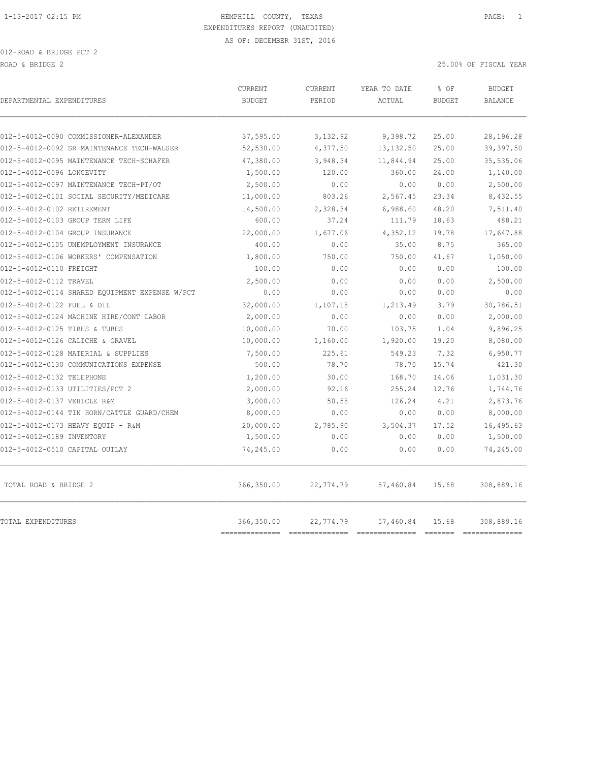# HEMPHILL COUNTY, TEXAS

EXPENDITURES REPORT (UNAUDITED)

AS OF: DECEMBER 31ST, 2016

012-ROAD & BRIDGE PCT 2

ROAD & BRIDGE 2

25.00% OF FISCAL YEAR

| DEPARTMENTAL EXPENDITURES | CURRENT BUDGET | CURRENT PERIOD | YEAR TO DATE ACTUAL | % OF BUDGET | BUDGET BALANCE |
|---|---|---|---|---|---|
| 012-5-4012-0090 COMMISSIONER-ALEXANDER | 37,595.00 | 3,132.92 | 9,398.72 | 25.00 | 28,196.28 |
| 012-5-4012-0092 SR MAINTENANCE TECH-WALSER | 52,530.00 | 4,377.50 | 13,132.50 | 25.00 | 39,397.50 |
| 012-5-4012-0095 MAINTENANCE TECH-SCHAFER | 47,380.00 | 3,948.34 | 11,844.94 | 25.00 | 35,535.06 |
| 012-5-4012-0096 LONGEVITY | 1,500.00 | 120.00 | 360.00 | 24.00 | 1,140.00 |
| 012-5-4012-0097 MAINTENANCE TECH-PT/OT | 2,500.00 | 0.00 | 0.00 | 0.00 | 2,500.00 |
| 012-5-4012-0101 SOCIAL SECURITY/MEDICARE | 11,000.00 | 803.26 | 2,567.45 | 23.34 | 8,432.55 |
| 012-5-4012-0102 RETIREMENT | 14,500.00 | 2,328.34 | 6,988.60 | 48.20 | 7,511.40 |
| 012-5-4012-0103 GROUP TERM LIFE | 600.00 | 37.24 | 111.79 | 18.63 | 488.21 |
| 012-5-4012-0104 GROUP INSURANCE | 22,000.00 | 1,677.06 | 4,352.12 | 19.78 | 17,647.88 |
| 012-5-4012-0105 UNEMPLOYMENT INSURANCE | 400.00 | 0.00 | 35.00 | 8.75 | 365.00 |
| 012-5-4012-0106 WORKERS' COMPENSATION | 1,800.00 | 750.00 | 750.00 | 41.67 | 1,050.00 |
| 012-5-4012-0110 FREIGHT | 100.00 | 0.00 | 0.00 | 0.00 | 100.00 |
| 012-5-4012-0112 TRAVEL | 2,500.00 | 0.00 | 0.00 | 0.00 | 2,500.00 |
| 012-5-4012-0114 SHARED EQUIPMENT EXPENSE W/PCT | 0.00 | 0.00 | 0.00 | 0.00 | 0.00 |
| 012-5-4012-0122 FUEL & OIL | 32,000.00 | 1,107.18 | 1,213.49 | 3.79 | 30,786.51 |
| 012-5-4012-0124 MACHINE HIRE/CONT LABOR | 2,000.00 | 0.00 | 0.00 | 0.00 | 2,000.00 |
| 012-5-4012-0125 TIRES & TUBES | 10,000.00 | 70.00 | 103.75 | 1.04 | 9,896.25 |
| 012-5-4012-0126 CALICHE & GRAVEL | 10,000.00 | 1,160.00 | 1,920.00 | 19.20 | 8,080.00 |
| 012-5-4012-0128 MATERIAL & SUPPLIES | 7,500.00 | 225.61 | 549.23 | 7.32 | 6,950.77 |
| 012-5-4012-0130 COMMUNICATIONS EXPENSE | 500.00 | 78.70 | 78.70 | 15.74 | 421.30 |
| 012-5-4012-0132 TELEPHONE | 1,200.00 | 30.00 | 168.70 | 14.06 | 1,031.30 |
| 012-5-4012-0133 UTILITIES/PCT 2 | 2,000.00 | 92.16 | 255.24 | 12.76 | 1,744.76 |
| 012-5-4012-0137 VEHICLE R&M | 3,000.00 | 50.58 | 126.24 | 4.21 | 2,873.76 |
| 012-5-4012-0144 TIN HORN/CATTLE GUARD/CHEM | 8,000.00 | 0.00 | 0.00 | 0.00 | 8,000.00 |
| 012-5-4012-0173 HEAVY EQUIP - R&M | 20,000.00 | 2,785.90 | 3,504.37 | 17.52 | 16,495.63 |
| 012-5-4012-0189 INVENTORY | 1,500.00 | 0.00 | 0.00 | 0.00 | 1,500.00 |
| 012-5-4012-0510 CAPITAL OUTLAY | 74,245.00 | 0.00 | 0.00 | 0.00 | 74,245.00 |
| TOTAL ROAD & BRIDGE 2 | 366,350.00 | 22,774.79 | 57,460.84 | 15.68 | 308,889.16 |
| TOTAL EXPENDITURES | 366,350.00 | 22,774.79 | 57,460.84 | 15.68 | 308,889.16 |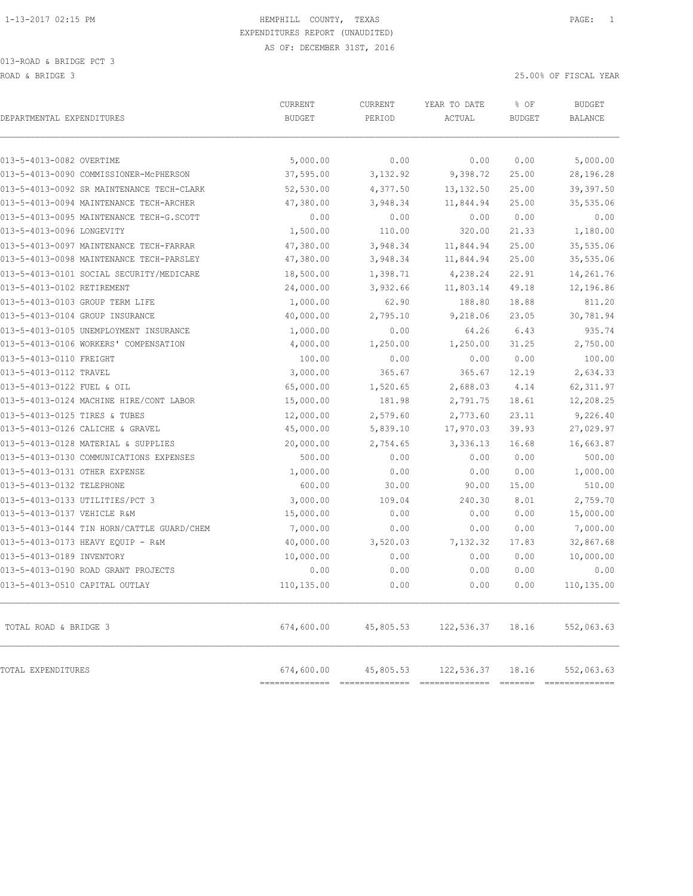HEMPHILL COUNTY, TEXAS
EXPENDITURES REPORT (UNAUDITED)
AS OF: DECEMBER 31ST, 2016

013-ROAD & BRIDGE PCT 3

ROAD & BRIDGE 3

25.00% OF FISCAL YEAR

| DEPARTMENTAL EXPENDITURES | CURRENT BUDGET | CURRENT PERIOD | YEAR TO DATE ACTUAL | % OF BUDGET | BUDGET BALANCE |
|---|---|---|---|---|---|
| 013-5-4013-0082 OVERTIME | 5,000.00 | 0.00 | 0.00 | 0.00 | 5,000.00 |
| 013-5-4013-0090 COMMISSIONER-McPHERSON | 37,595.00 | 3,132.92 | 9,398.72 | 25.00 | 28,196.28 |
| 013-5-4013-0092 SR MAINTENANCE TECH-CLARK | 52,530.00 | 4,377.50 | 13,132.50 | 25.00 | 39,397.50 |
| 013-5-4013-0094 MAINTENANCE TECH-ARCHER | 47,380.00 | 3,948.34 | 11,844.94 | 25.00 | 35,535.06 |
| 013-5-4013-0095 MAINTENANCE TECH-G.SCOTT | 0.00 | 0.00 | 0.00 | 0.00 | 0.00 |
| 013-5-4013-0096 LONGEVITY | 1,500.00 | 110.00 | 320.00 | 21.33 | 1,180.00 |
| 013-5-4013-0097 MAINTENANCE TECH-FARRAR | 47,380.00 | 3,948.34 | 11,844.94 | 25.00 | 35,535.06 |
| 013-5-4013-0098 MAINTENANCE TECH-PARSLEY | 47,380.00 | 3,948.34 | 11,844.94 | 25.00 | 35,535.06 |
| 013-5-4013-0101 SOCIAL SECURITY/MEDICARE | 18,500.00 | 1,398.71 | 4,238.24 | 22.91 | 14,261.76 |
| 013-5-4013-0102 RETIREMENT | 24,000.00 | 3,932.66 | 11,803.14 | 49.18 | 12,196.86 |
| 013-5-4013-0103 GROUP TERM LIFE | 1,000.00 | 62.90 | 188.80 | 18.88 | 811.20 |
| 013-5-4013-0104 GROUP INSURANCE | 40,000.00 | 2,795.10 | 9,218.06 | 23.05 | 30,781.94 |
| 013-5-4013-0105 UNEMPLOYMENT INSURANCE | 1,000.00 | 0.00 | 64.26 | 6.43 | 935.74 |
| 013-5-4013-0106 WORKERS' COMPENSATION | 4,000.00 | 1,250.00 | 1,250.00 | 31.25 | 2,750.00 |
| 013-5-4013-0110 FREIGHT | 100.00 | 0.00 | 0.00 | 0.00 | 100.00 |
| 013-5-4013-0112 TRAVEL | 3,000.00 | 365.67 | 365.67 | 12.19 | 2,634.33 |
| 013-5-4013-0122 FUEL & OIL | 65,000.00 | 1,520.65 | 2,688.03 | 4.14 | 62,311.97 |
| 013-5-4013-0124 MACHINE HIRE/CONT LABOR | 15,000.00 | 181.98 | 2,791.75 | 18.61 | 12,208.25 |
| 013-5-4013-0125 TIRES & TUBES | 12,000.00 | 2,579.60 | 2,773.60 | 23.11 | 9,226.40 |
| 013-5-4013-0126 CALICHE & GRAVEL | 45,000.00 | 5,839.10 | 17,970.03 | 39.93 | 27,029.97 |
| 013-5-4013-0128 MATERIAL & SUPPLIES | 20,000.00 | 2,754.65 | 3,336.13 | 16.68 | 16,663.87 |
| 013-5-4013-0130 COMMUNICATIONS EXPENSES | 500.00 | 0.00 | 0.00 | 0.00 | 500.00 |
| 013-5-4013-0131 OTHER EXPENSE | 1,000.00 | 0.00 | 0.00 | 0.00 | 1,000.00 |
| 013-5-4013-0132 TELEPHONE | 600.00 | 30.00 | 90.00 | 15.00 | 510.00 |
| 013-5-4013-0133 UTILITIES/PCT 3 | 3,000.00 | 109.04 | 240.30 | 8.01 | 2,759.70 |
| 013-5-4013-0137 VEHICLE R&M | 15,000.00 | 0.00 | 0.00 | 0.00 | 15,000.00 |
| 013-5-4013-0144 TIN HORN/CATTLE GUARD/CHEM | 7,000.00 | 0.00 | 0.00 | 0.00 | 7,000.00 |
| 013-5-4013-0173 HEAVY EQUIP - R&M | 40,000.00 | 3,520.03 | 7,132.32 | 17.83 | 32,867.68 |
| 013-5-4013-0189 INVENTORY | 10,000.00 | 0.00 | 0.00 | 0.00 | 10,000.00 |
| 013-5-4013-0190 ROAD GRANT PROJECTS | 0.00 | 0.00 | 0.00 | 0.00 | 0.00 |
| 013-5-4013-0510 CAPITAL OUTLAY | 110,135.00 | 0.00 | 0.00 | 0.00 | 110,135.00 |
| TOTAL ROAD & BRIDGE 3 | 674,600.00 | 45,805.53 | 122,536.37 | 18.16 | 552,063.63 |
| TOTAL EXPENDITURES | 674,600.00 | 45,805.53 | 122,536.37 | 18.16 | 552,063.63 |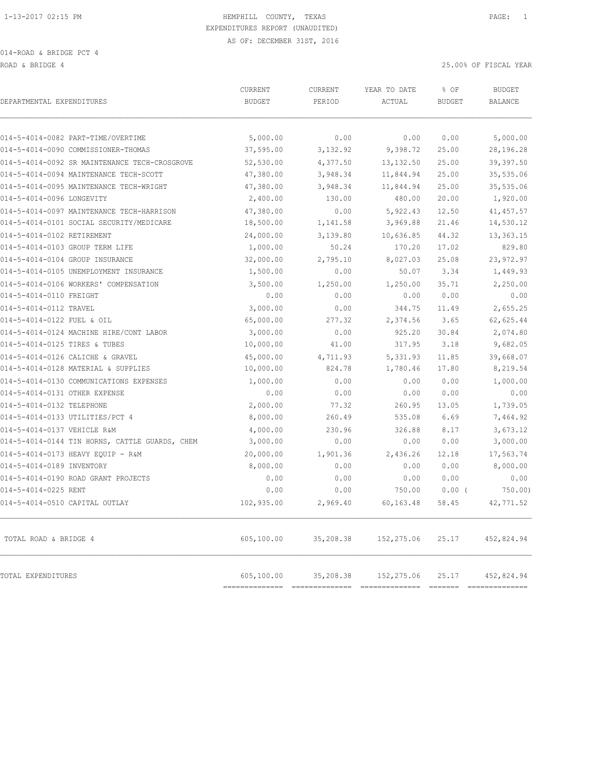HEMPHILL COUNTY, TEXAS

EXPENDITURES REPORT (UNAUDITED)

AS OF: DECEMBER 31ST, 2016

014-ROAD & BRIDGE PCT 4

ROAD & BRIDGE 4 — 25.00% OF FISCAL YEAR

| DEPARTMENTAL EXPENDITURES | CURRENT BUDGET | CURRENT PERIOD | YEAR TO DATE ACTUAL | % OF BUDGET | BUDGET BALANCE |
|---|---|---|---|---|---|
| 014-5-4014-0082 PART-TIME/OVERTIME | 5,000.00 | 0.00 | 0.00 | 0.00 | 5,000.00 |
| 014-5-4014-0090 COMMISSIONER-THOMAS | 37,595.00 | 3,132.92 | 9,398.72 | 25.00 | 28,196.28 |
| 014-5-4014-0092 SR MAINTENANCE TECH-CROSGROVE | 52,530.00 | 4,377.50 | 13,132.50 | 25.00 | 39,397.50 |
| 014-5-4014-0094 MAINTENANCE TECH-SCOTT | 47,380.00 | 3,948.34 | 11,844.94 | 25.00 | 35,535.06 |
| 014-5-4014-0095 MAINTENANCE TECH-WRIGHT | 47,380.00 | 3,948.34 | 11,844.94 | 25.00 | 35,535.06 |
| 014-5-4014-0096 LONGEVITY | 2,400.00 | 130.00 | 480.00 | 20.00 | 1,920.00 |
| 014-5-4014-0097 MAINTENANCE TECH-HARRISON | 47,380.00 | 0.00 | 5,922.43 | 12.50 | 41,457.57 |
| 014-5-4014-0101 SOCIAL SECURITY/MEDICARE | 18,500.00 | 1,141.58 | 3,969.88 | 21.46 | 14,530.12 |
| 014-5-4014-0102 RETIREMENT | 24,000.00 | 3,139.80 | 10,636.85 | 44.32 | 13,363.15 |
| 014-5-4014-0103 GROUP TERM LIFE | 1,000.00 | 50.24 | 170.20 | 17.02 | 829.80 |
| 014-5-4014-0104 GROUP INSURANCE | 32,000.00 | 2,795.10 | 8,027.03 | 25.08 | 23,972.97 |
| 014-5-4014-0105 UNEMPLOYMENT INSURANCE | 1,500.00 | 0.00 | 50.07 | 3.34 | 1,449.93 |
| 014-5-4014-0106 WORKERS' COMPENSATION | 3,500.00 | 1,250.00 | 1,250.00 | 35.71 | 2,250.00 |
| 014-5-4014-0110 FREIGHT | 0.00 | 0.00 | 0.00 | 0.00 | 0.00 |
| 014-5-4014-0112 TRAVEL | 3,000.00 | 0.00 | 344.75 | 11.49 | 2,655.25 |
| 014-5-4014-0122 FUEL & OIL | 65,000.00 | 277.32 | 2,374.56 | 3.65 | 62,625.44 |
| 014-5-4014-0124 MACHINE HIRE/CONT LABOR | 3,000.00 | 0.00 | 925.20 | 30.84 | 2,074.80 |
| 014-5-4014-0125 TIRES & TUBES | 10,000.00 | 41.00 | 317.95 | 3.18 | 9,682.05 |
| 014-5-4014-0126 CALICHE & GRAVEL | 45,000.00 | 4,711.93 | 5,331.93 | 11.85 | 39,668.07 |
| 014-5-4014-0128 MATERIAL & SUPPLIES | 10,000.00 | 824.78 | 1,780.46 | 17.80 | 8,219.54 |
| 014-5-4014-0130 COMMUNICATIONS EXPENSES | 1,000.00 | 0.00 | 0.00 | 0.00 | 1,000.00 |
| 014-5-4014-0131 OTHER EXPENSE | 0.00 | 0.00 | 0.00 | 0.00 | 0.00 |
| 014-5-4014-0132 TELEPHONE | 2,000.00 | 77.32 | 260.95 | 13.05 | 1,739.05 |
| 014-5-4014-0133 UTILITIES/PCT 4 | 8,000.00 | 260.49 | 535.08 | 6.69 | 7,464.92 |
| 014-5-4014-0137 VEHICLE R&M | 4,000.00 | 230.96 | 326.88 | 8.17 | 3,673.12 |
| 014-5-4014-0144 TIN HORNS, CATTLE GUARDS, CHEM | 3,000.00 | 0.00 | 0.00 | 0.00 | 3,000.00 |
| 014-5-4014-0173 HEAVY EQUIP - R&M | 20,000.00 | 1,901.36 | 2,436.26 | 12.18 | 17,563.74 |
| 014-5-4014-0189 INVENTORY | 8,000.00 | 0.00 | 0.00 | 0.00 | 8,000.00 |
| 014-5-4014-0190 ROAD GRANT PROJECTS | 0.00 | 0.00 | 0.00 | 0.00 | 0.00 |
| 014-5-4014-0225 RENT | 0.00 | 0.00 | 750.00 | 0.00 ( | 750.00) |
| 014-5-4014-0510 CAPITAL OUTLAY | 102,935.00 | 2,969.40 | 60,163.48 | 58.45 | 42,771.52 |
| TOTAL ROAD & BRIDGE 4 | 605,100.00 | 35,208.38 | 152,275.06 | 25.17 | 452,824.94 |
| TOTAL EXPENDITURES | 605,100.00 | 35,208.38 | 152,275.06 | 25.17 | 452,824.94 |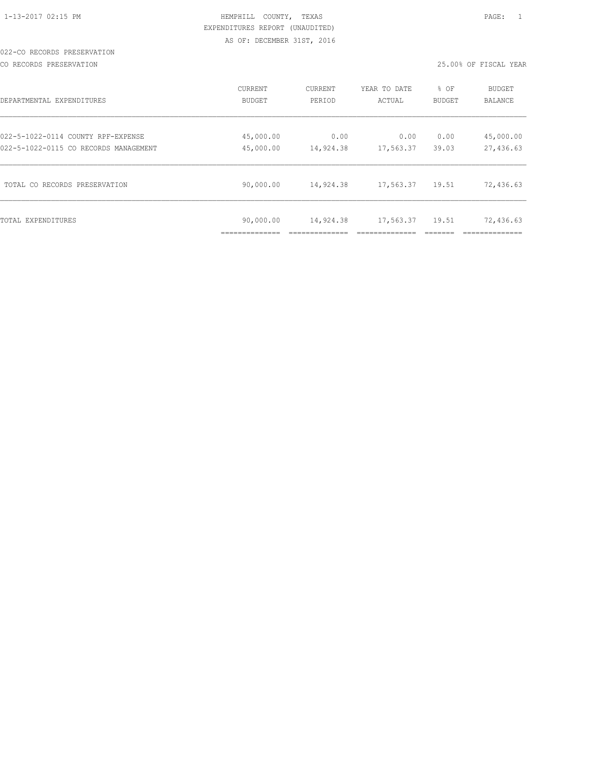HEMPHILL COUNTY, TEXAS
EXPENDITURES REPORT (UNAUDITED)
AS OF: DECEMBER 31ST, 2016

022-CO RECORDS PRESERVATION

CO RECORDS PRESERVATION — 25.00% OF FISCAL YEAR

| DEPARTMENTAL EXPENDITURES | CURRENT BUDGET | CURRENT PERIOD | YEAR TO DATE ACTUAL | % OF BUDGET | BUDGET BALANCE |
|---|---|---|---|---|---|
| 022-5-1022-0114 COUNTY RPF-EXPENSE | 45,000.00 | 0.00 | 0.00 | 0.00 | 45,000.00 |
| 022-5-1022-0115 CO RECORDS MANAGEMENT | 45,000.00 | 14,924.38 | 17,563.37 | 39.03 | 27,436.63 |
| TOTAL CO RECORDS PRESERVATION | 90,000.00 | 14,924.38 | 17,563.37 | 19.51 | 72,436.63 |
| TOTAL EXPENDITURES | 90,000.00 | 14,924.38 | 17,563.37 | 19.51 | 72,436.63 |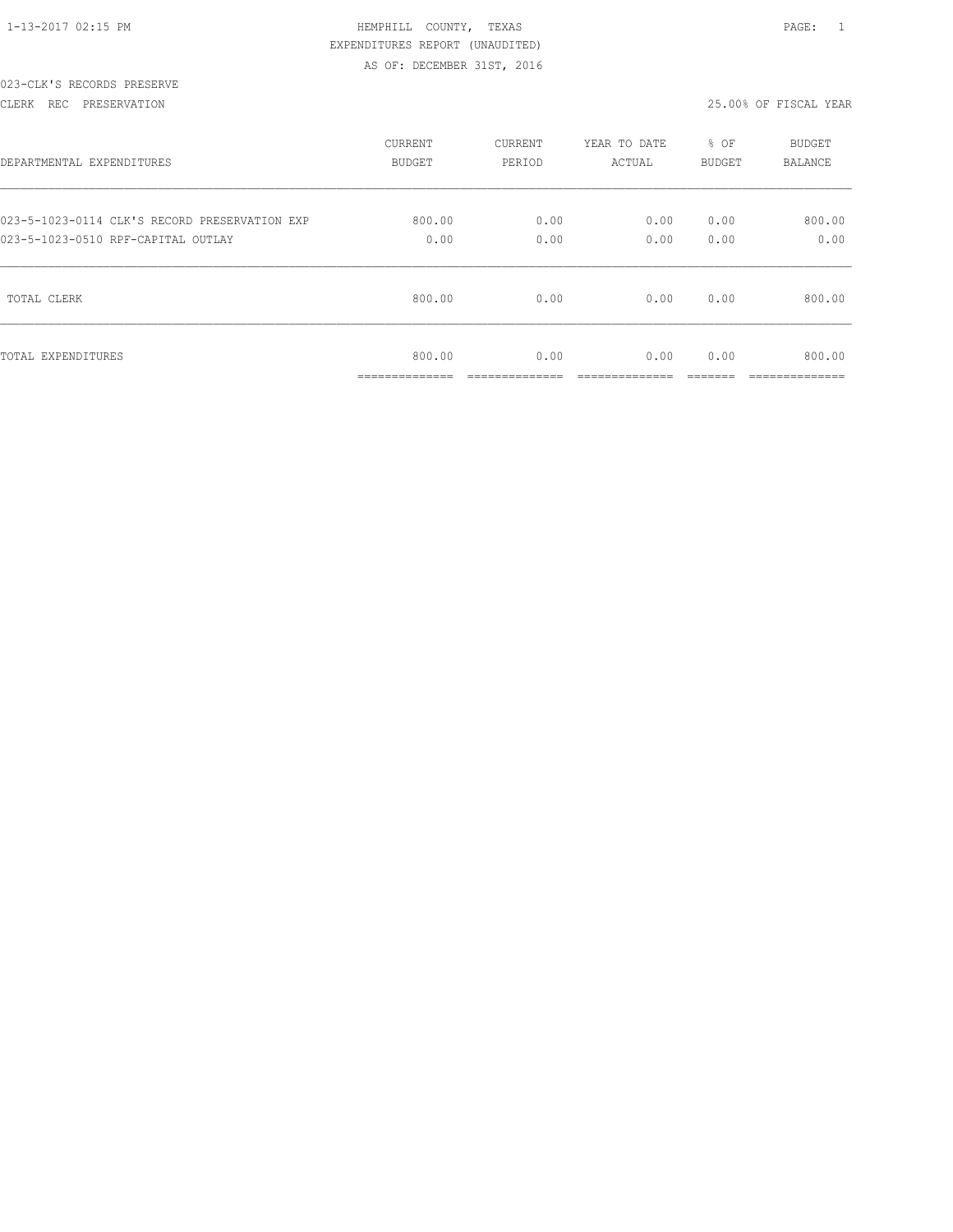HEMPHILL COUNTY, TEXAS
EXPENDITURES REPORT (UNAUDITED)
AS OF: DECEMBER 31ST, 2016

023-CLK'S RECORDS PRESERVE

CLERK REC PRESERVATION — 25.00% OF FISCAL YEAR

| DEPARTMENTAL EXPENDITURES | CURRENT BUDGET | CURRENT PERIOD | YEAR TO DATE ACTUAL | % OF BUDGET | BUDGET BALANCE |
|---|---|---|---|---|---|
| 023-5-1023-0114 CLK'S RECORD PRESERVATION EXP | 800.00 | 0.00 | 0.00 | 0.00 | 800.00 |
| 023-5-1023-0510 RPF-CAPITAL OUTLAY | 0.00 | 0.00 | 0.00 | 0.00 | 0.00 |
| TOTAL CLERK | 800.00 | 0.00 | 0.00 | 0.00 | 800.00 |
| TOTAL EXPENDITURES | 800.00 | 0.00 | 0.00 | 0.00 | 800.00 |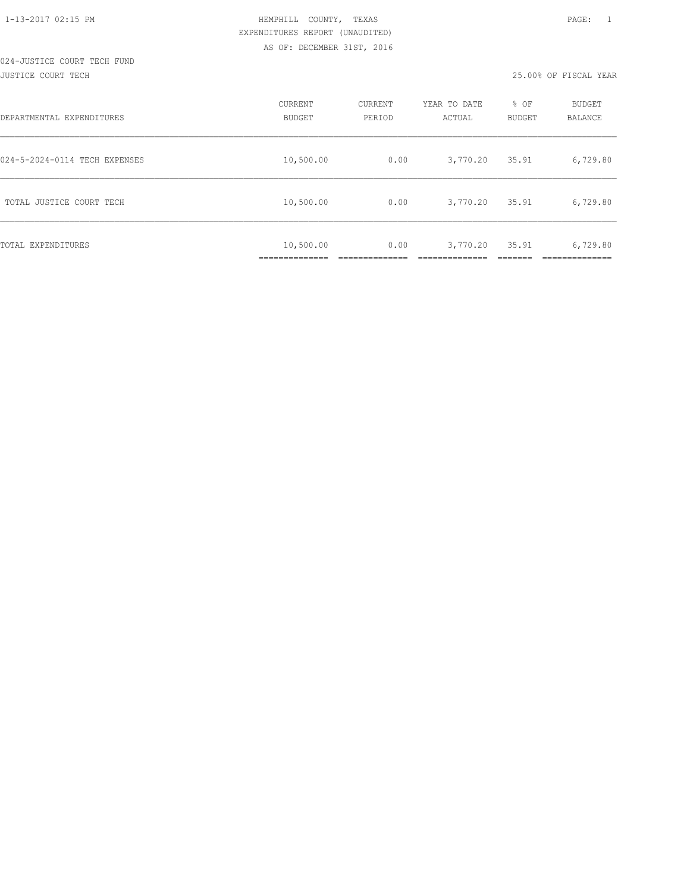HEMPHILL COUNTY, TEXAS
EXPENDITURES REPORT (UNAUDITED)
AS OF: DECEMBER 31ST, 2016

024-JUSTICE COURT TECH FUND
JUSTICE COURT TECH

25.00% OF FISCAL YEAR

| DEPARTMENTAL EXPENDITURES | CURRENT BUDGET | CURRENT PERIOD | YEAR TO DATE ACTUAL | % OF BUDGET | BUDGET BALANCE |
|---|---|---|---|---|---|
| 024-5-2024-0114 TECH EXPENSES | 10,500.00 | 0.00 | 3,770.20 | 35.91 | 6,729.80 |
| TOTAL JUSTICE COURT TECH | 10,500.00 | 0.00 | 3,770.20 | 35.91 | 6,729.80 |
| TOTAL EXPENDITURES | 10,500.00 | 0.00 | 3,770.20 | 35.91 | 6,729.80 |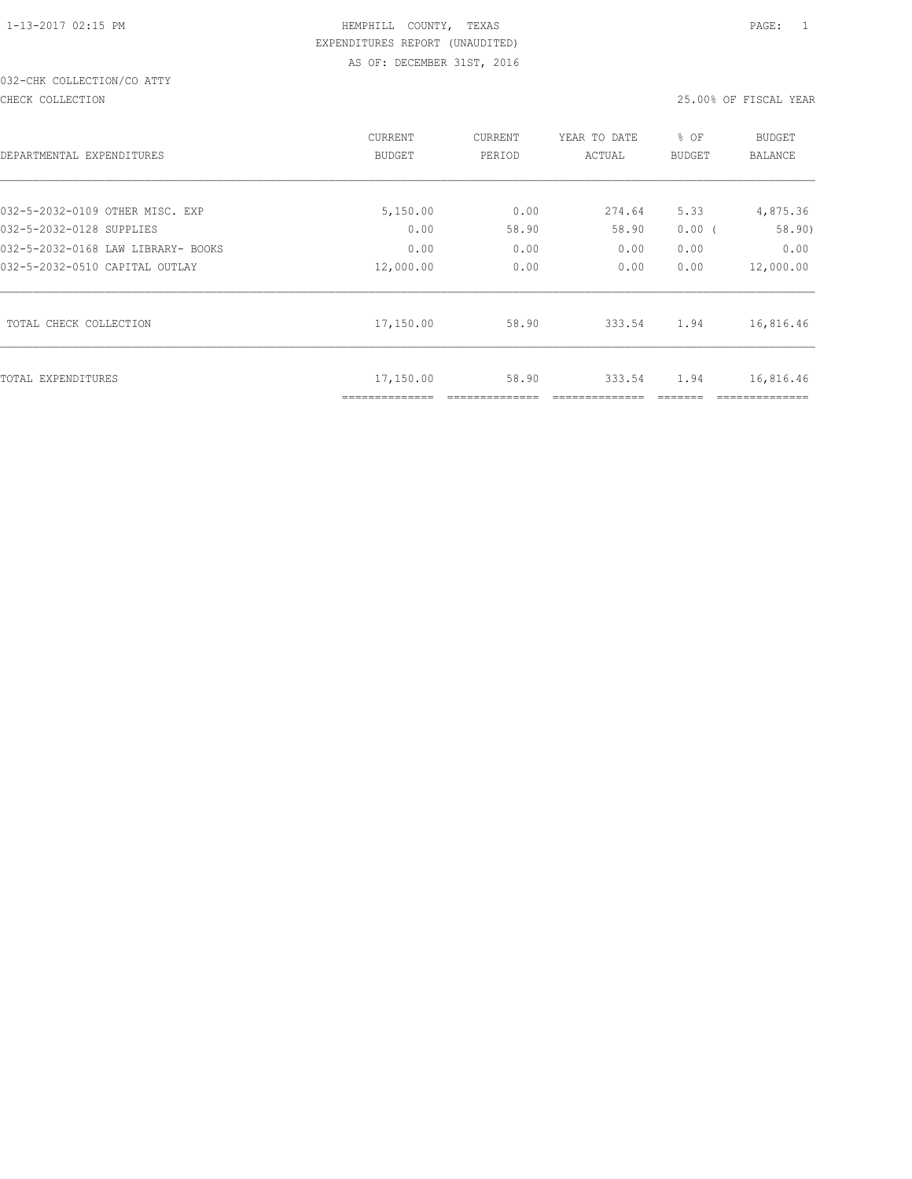HEMPHILL COUNTY, TEXAS

EXPENDITURES REPORT (UNAUDITED)

AS OF: DECEMBER 31ST, 2016

032-CHK COLLECTION/CO ATTY

CHECK COLLECTION

25.00% OF FISCAL YEAR

| DEPARTMENTAL EXPENDITURES | CURRENT BUDGET | CURRENT PERIOD | YEAR TO DATE ACTUAL | % OF BUDGET | BUDGET BALANCE |
|---|---|---|---|---|---|
| 032-5-2032-0109 OTHER MISC. EXP | 5,150.00 | 0.00 | 274.64 | 5.33 | 4,875.36 |
| 032-5-2032-0128 SUPPLIES | 0.00 | 58.90 | 58.90 | 0.00 ( | 58.90) |
| 032-5-2032-0168 LAW LIBRARY- BOOKS | 0.00 | 0.00 | 0.00 | 0.00 | 0.00 |
| 032-5-2032-0510 CAPITAL OUTLAY | 12,000.00 | 0.00 | 0.00 | 0.00 | 12,000.00 |
| TOTAL CHECK COLLECTION | 17,150.00 | 58.90 | 333.54 | 1.94 | 16,816.46 |
| TOTAL EXPENDITURES | 17,150.00 | 58.90 | 333.54 | 1.94 | 16,816.46 |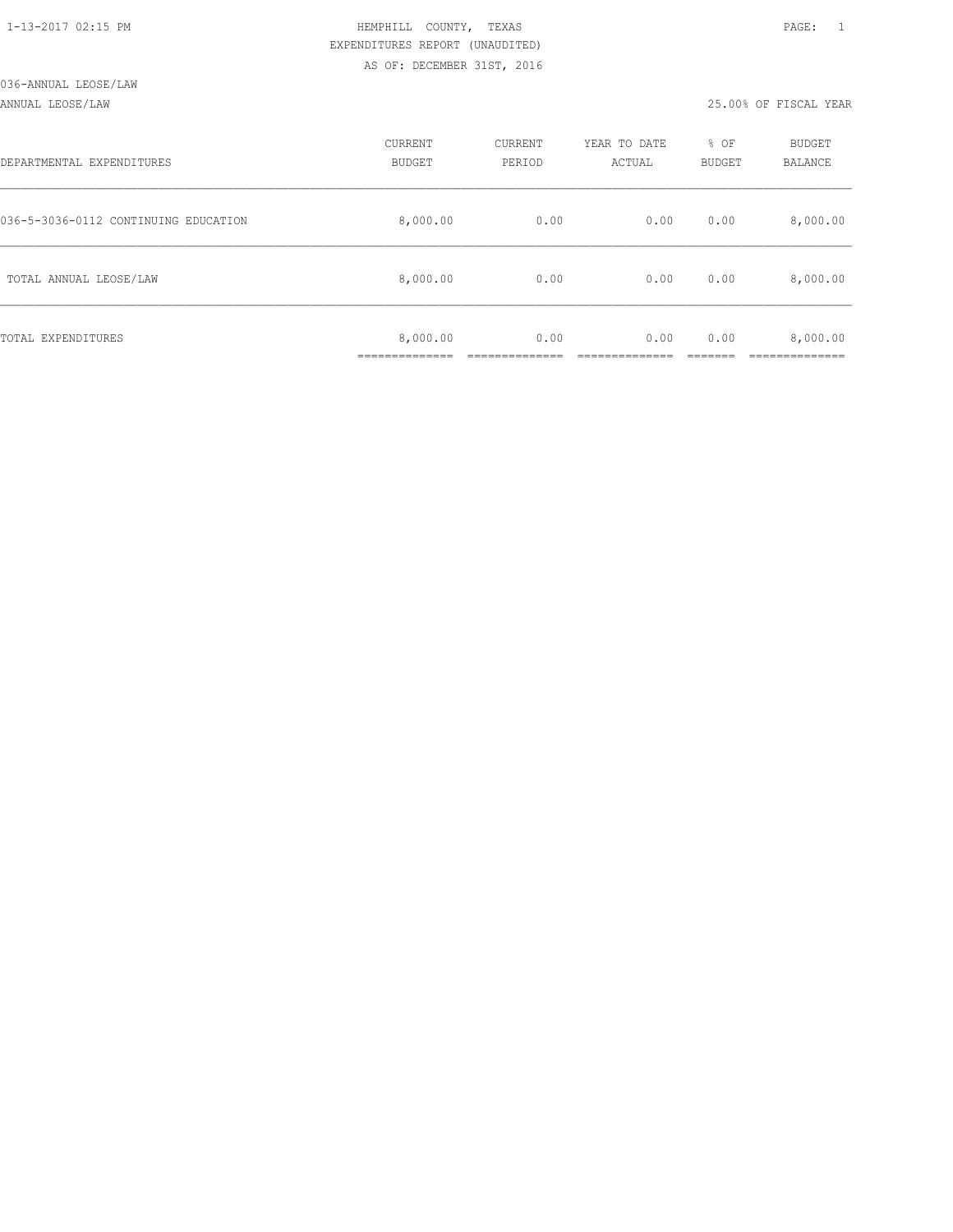HEMPHILL COUNTY, TEXAS
EXPENDITURES REPORT (UNAUDITED)
AS OF: DECEMBER 31ST, 2016

036-ANNUAL LEOSE/LAW

ANNUAL LEOSE/LAW — 25.00% OF FISCAL YEAR

| DEPARTMENTAL EXPENDITURES | CURRENT BUDGET | CURRENT PERIOD | YEAR TO DATE ACTUAL | % OF BUDGET | BUDGET BALANCE |
|---|---|---|---|---|---|
| 036-5-3036-0112 CONTINUING EDUCATION | 8,000.00 | 0.00 | 0.00 | 0.00 | 8,000.00 |
| TOTAL ANNUAL LEOSE/LAW | 8,000.00 | 0.00 | 0.00 | 0.00 | 8,000.00 |
| TOTAL EXPENDITURES | 8,000.00 | 0.00 | 0.00 | 0.00 | 8,000.00 |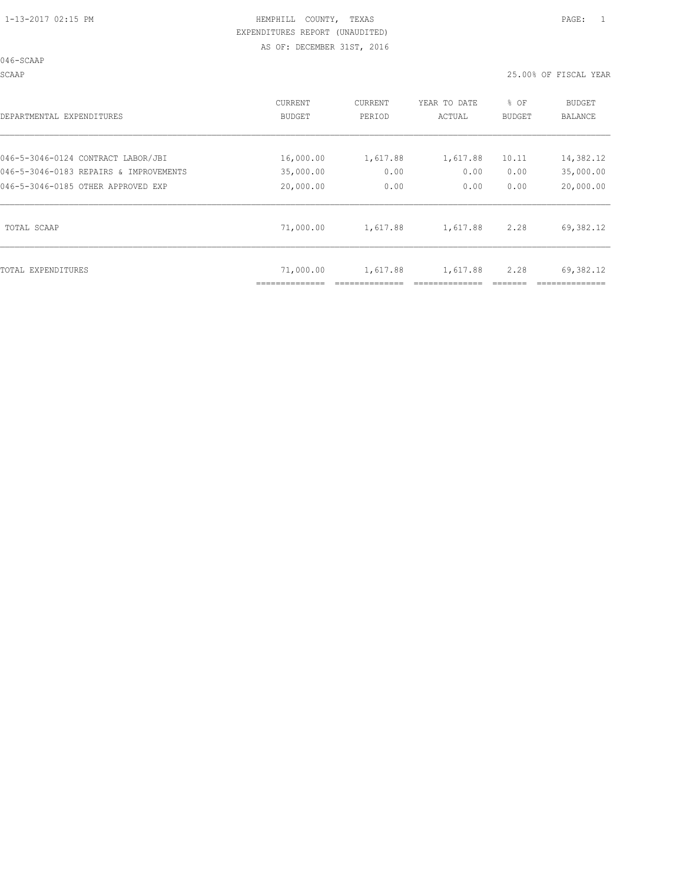HEMPHILL COUNTY, TEXAS
EXPENDITURES REPORT (UNAUDITED)
AS OF: DECEMBER 31ST, 2016

046-SCAAP

SCAAP — 25.00% OF FISCAL YEAR

| DEPARTMENTAL EXPENDITURES | CURRENT BUDGET | CURRENT PERIOD | YEAR TO DATE ACTUAL | % OF BUDGET | BUDGET BALANCE |
|---|---|---|---|---|---|
| 046-5-3046-0124 CONTRACT LABOR/JBI | 16,000.00 | 1,617.88 | 1,617.88 | 10.11 | 14,382.12 |
| 046-5-3046-0183 REPAIRS & IMPROVEMENTS | 35,000.00 | 0.00 | 0.00 | 0.00 | 35,000.00 |
| 046-5-3046-0185 OTHER APPROVED EXP | 20,000.00 | 0.00 | 0.00 | 0.00 | 20,000.00 |
| TOTAL SCAAP | 71,000.00 | 1,617.88 | 1,617.88 | 2.28 | 69,382.12 |
| TOTAL EXPENDITURES | 71,000.00 | 1,617.88 | 1,617.88 | 2.28 | 69,382.12 |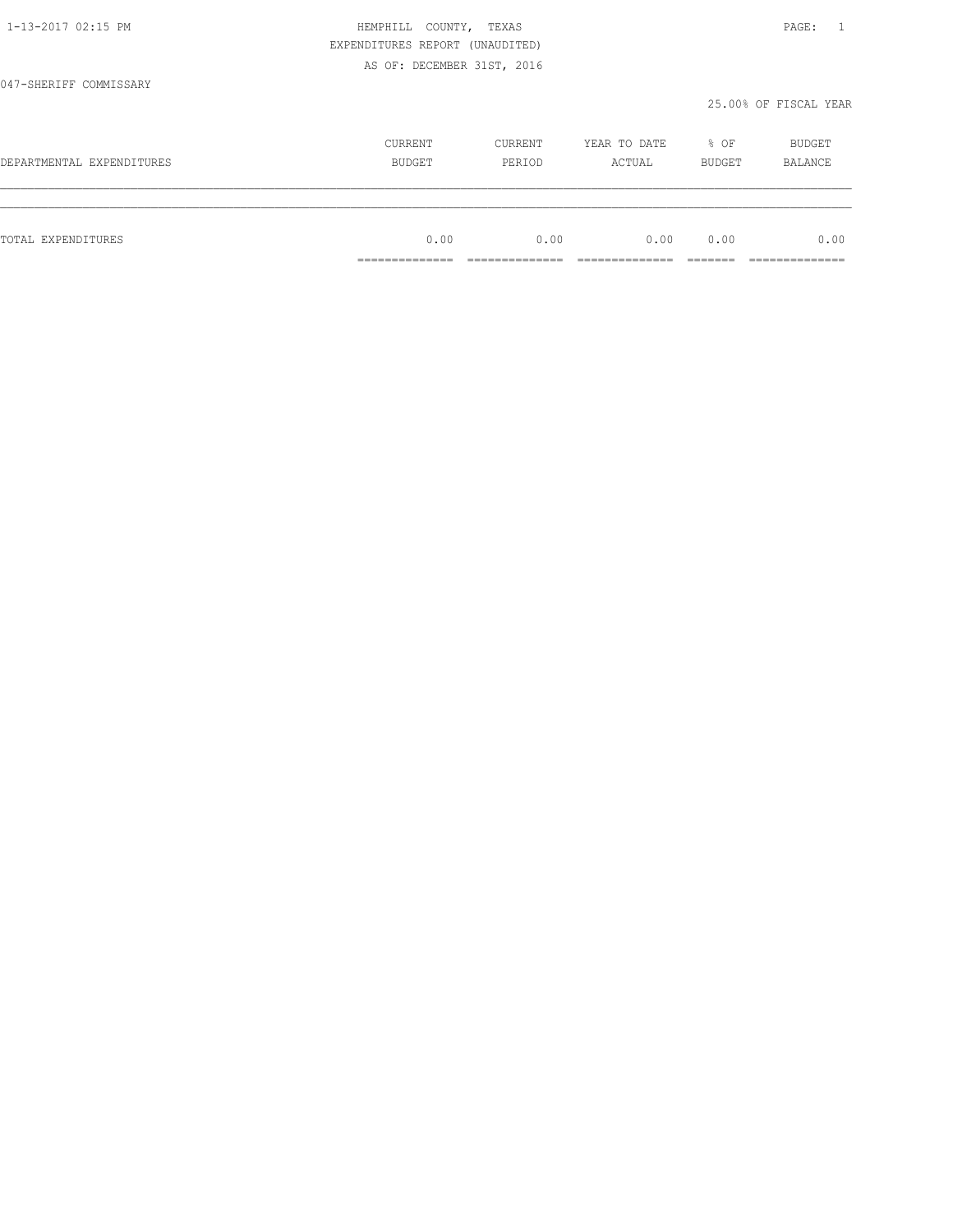HEMPHILL COUNTY, TEXAS
EXPENDITURES REPORT (UNAUDITED)
AS OF: DECEMBER 31ST, 2016

047-SHERIFF COMMISSARY

25.00% OF FISCAL YEAR

| DEPARTMENTAL EXPENDITURES | CURRENT BUDGET | CURRENT PERIOD | YEAR TO DATE ACTUAL | % OF BUDGET | BUDGET BALANCE |
|---|---|---|---|---|---|
| TOTAL EXPENDITURES | 0.00 | 0.00 | 0.00 | 0.00 | 0.00 |